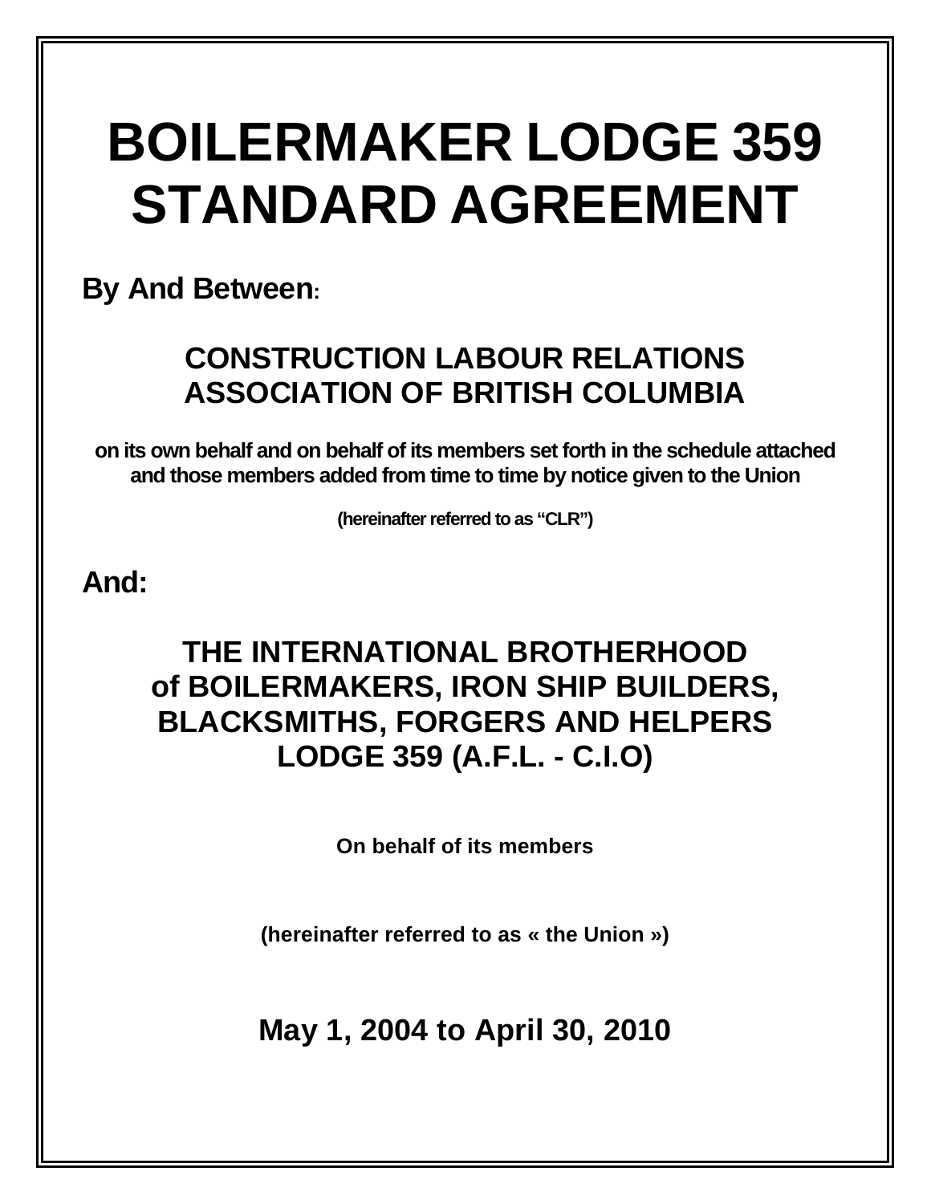# BOILERMAKER LODGE 359 STANDARD AGREEMENT

**By And Between:**

## CONSTRUCTION LABOUR RELATIONS ASSOCIATION OF BRITISH COLUMBIA

**on its own behalf and on behalf of its members set forth in the schedule attached and those members added from time to time by notice given to the Union**

**(hereinafter referred to as "CLR")**

**And:**

## THE INTERNATIONAL BROTHERHOOD of BOILERMAKERS, IRON SHIP BUILDERS, BLACKSMITHS, FORGERS AND HELPERS LODGE 359 (A.F.L. - C.I.O)

**On behalf of its members**

**(hereinafter referred to as « the Union »)**

## May 1, 2004 to April 30, 2010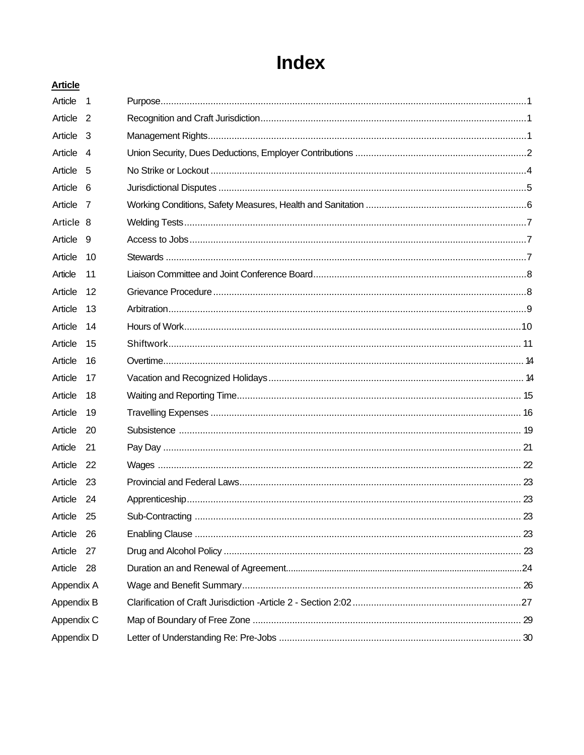# Index

**Article**

| | | |
|---|---|---|
| Article 1 | Purpose | 1 |
| Article 2 | Recognition and Craft Jurisdiction | 1 |
| Article 3 | Management Rights | 1 |
| Article 4 | Union Security, Dues Deductions, Employer Contributions | 2 |
| Article 5 | No Strike or Lockout | 4 |
| Article 6 | Jurisdictional Disputes | 5 |
| Article 7 | Working Conditions, Safety Measures, Health and Sanitation | 6 |
| Article 8 | Welding Tests | 7 |
| Article 9 | Access to Jobs | 7 |
| Article 10 | Stewards | 7 |
| Article 11 | Liaison Committee and Joint Conference Board | 8 |
| Article 12 | Grievance Procedure | 8 |
| Article 13 | Arbitration | 9 |
| Article 14 | Hours of Work | 10 |
| Article 15 | Shiftwork | 11 |
| Article 16 | Overtime | 14 |
| Article 17 | Vacation and Recognized Holidays | 14 |
| Article 18 | Waiting and Reporting Time | 15 |
| Article 19 | Travelling Expenses | 16 |
| Article 20 | Subsistence | 19 |
| Article 21 | Pay Day | 21 |
| Article 22 | Wages | 22 |
| Article 23 | Provincial and Federal Laws | 23 |
| Article 24 | Apprenticeship | 23 |
| Article 25 | Sub-Contracting | 23 |
| Article 26 | Enabling Clause | 23 |
| Article 27 | Drug and Alcohol Policy | 23 |
| Article 28 | Duration an and Renewal of Agreement | 24 |
| Appendix A | Wage and Benefit Summary | 26 |
| Appendix B | Clarification of Craft Jurisdiction -Article 2 - Section 2:02 | 27 |
| Appendix C | Map of Boundary of Free Zone | 29 |
| Appendix D | Letter of Understanding Re: Pre-Jobs | 30 |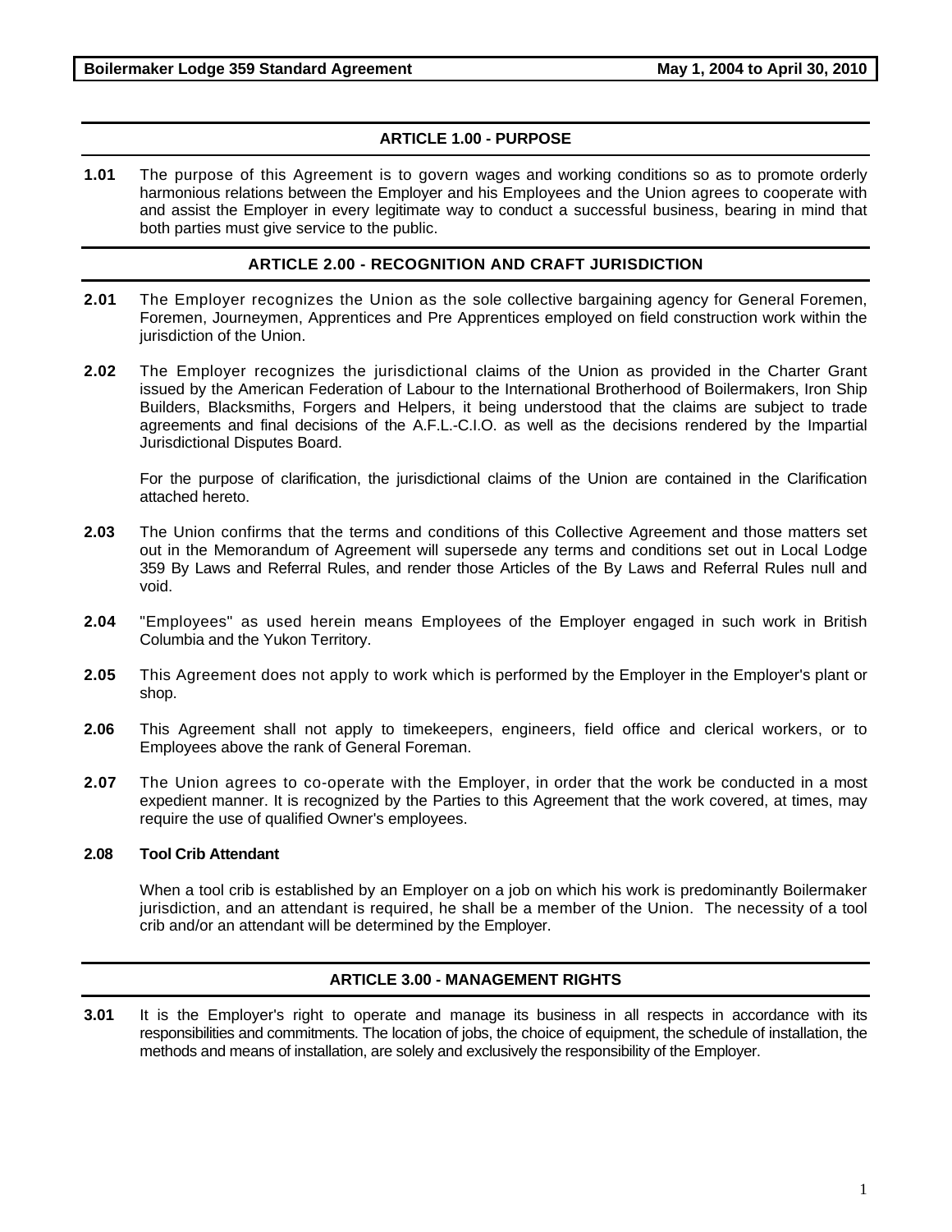## ARTICLE 1.00 - PURPOSE

**1.01** The purpose of this Agreement is to govern wages and working conditions so as to promote orderly harmonious relations between the Employer and his Employees and the Union agrees to cooperate with and assist the Employer in every legitimate way to conduct a successful business, bearing in mind that both parties must give service to the public.

## ARTICLE 2.00 - RECOGNITION AND CRAFT JURISDICTION

**2.01** The Employer recognizes the Union as the sole collective bargaining agency for General Foremen, Foremen, Journeymen, Apprentices and Pre Apprentices employed on field construction work within the jurisdiction of the Union.

**2.02** The Employer recognizes the jurisdictional claims of the Union as provided in the Charter Grant issued by the American Federation of Labour to the International Brotherhood of Boilermakers, Iron Ship Builders, Blacksmiths, Forgers and Helpers, it being understood that the claims are subject to trade agreements and final decisions of the A.F.L.-C.I.O. as well as the decisions rendered by the Impartial Jurisdictional Disputes Board.

For the purpose of clarification, the jurisdictional claims of the Union are contained in the Clarification attached hereto.

**2.03** The Union confirms that the terms and conditions of this Collective Agreement and those matters set out in the Memorandum of Agreement will supersede any terms and conditions set out in Local Lodge 359 By Laws and Referral Rules, and render those Articles of the By Laws and Referral Rules null and void.

**2.04** "Employees" as used herein means Employees of the Employer engaged in such work in British Columbia and the Yukon Territory.

**2.05** This Agreement does not apply to work which is performed by the Employer in the Employer's plant or shop.

**2.06** This Agreement shall not apply to timekeepers, engineers, field office and clerical workers, or to Employees above the rank of General Foreman.

**2.07** The Union agrees to co-operate with the Employer, in order that the work be conducted in a most expedient manner. It is recognized by the Parties to this Agreement that the work covered, at times, may require the use of qualified Owner's employees.

**2.08 Tool Crib Attendant**

When a tool crib is established by an Employer on a job on which his work is predominantly Boilermaker jurisdiction, and an attendant is required, he shall be a member of the Union. The necessity of a tool crib and/or an attendant will be determined by the Employer.

## ARTICLE 3.00 - MANAGEMENT RIGHTS

**3.01** It is the Employer's right to operate and manage its business in all respects in accordance with its responsibilities and commitments. The location of jobs, the choice of equipment, the schedule of installation, the methods and means of installation, are solely and exclusively the responsibility of the Employer.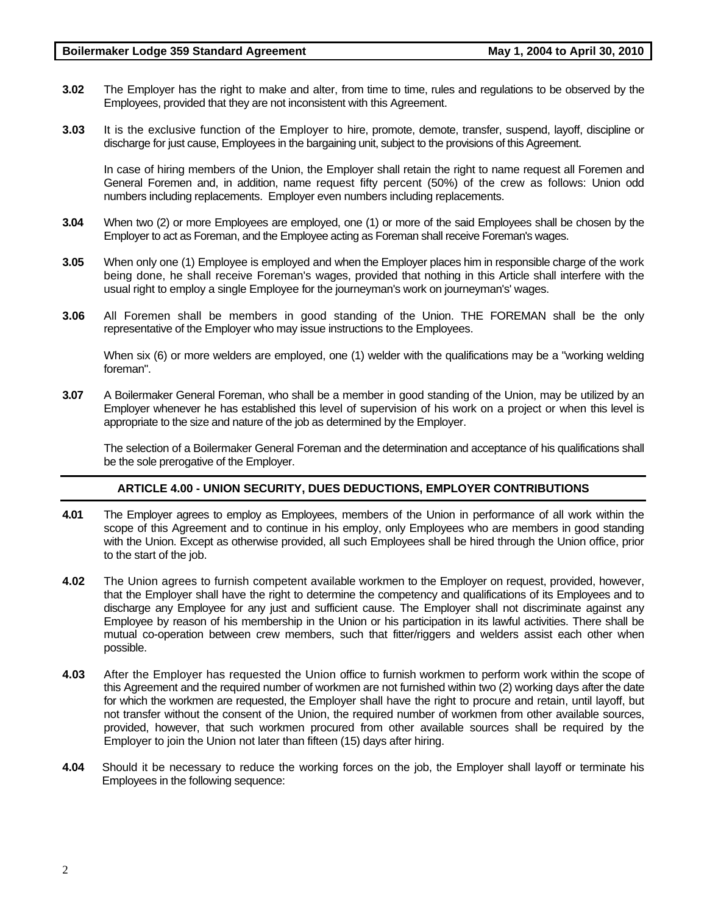**3.02** The Employer has the right to make and alter, from time to time, rules and regulations to be observed by the Employees, provided that they are not inconsistent with this Agreement.

**3.03** It is the exclusive function of the Employer to hire, promote, demote, transfer, suspend, layoff, discipline or discharge for just cause, Employees in the bargaining unit, subject to the provisions of this Agreement.

In case of hiring members of the Union, the Employer shall retain the right to name request all Foremen and General Foremen and, in addition, name request fifty percent (50%) of the crew as follows: Union odd numbers including replacements. Employer even numbers including replacements.

**3.04** When two (2) or more Employees are employed, one (1) or more of the said Employees shall be chosen by the Employer to act as Foreman, and the Employee acting as Foreman shall receive Foreman's wages.

**3.05** When only one (1) Employee is employed and when the Employer places him in responsible charge of the work being done, he shall receive Foreman's wages, provided that nothing in this Article shall interfere with the usual right to employ a single Employee for the journeyman's work on journeyman's' wages.

**3.06** All Foremen shall be members in good standing of the Union. THE FOREMAN shall be the only representative of the Employer who may issue instructions to the Employees.

When six (6) or more welders are employed, one (1) welder with the qualifications may be a "working welding foreman".

**3.07** A Boilermaker General Foreman, who shall be a member in good standing of the Union, may be utilized by an Employer whenever he has established this level of supervision of his work on a project or when this level is appropriate to the size and nature of the job as determined by the Employer.

The selection of a Boilermaker General Foreman and the determination and acceptance of his qualifications shall be the sole prerogative of the Employer.

## ARTICLE 4.00 - UNION SECURITY, DUES DEDUCTIONS, EMPLOYER CONTRIBUTIONS

**4.01** The Employer agrees to employ as Employees, members of the Union in performance of all work within the scope of this Agreement and to continue in his employ, only Employees who are members in good standing with the Union. Except as otherwise provided, all such Employees shall be hired through the Union office, prior to the start of the job.

**4.02** The Union agrees to furnish competent available workmen to the Employer on request, provided, however, that the Employer shall have the right to determine the competency and qualifications of its Employees and to discharge any Employee for any just and sufficient cause. The Employer shall not discriminate against any Employee by reason of his membership in the Union or his participation in its lawful activities. There shall be mutual co-operation between crew members, such that fitter/riggers and welders assist each other when possible.

**4.03** After the Employer has requested the Union office to furnish workmen to perform work within the scope of this Agreement and the required number of workmen are not furnished within two (2) working days after the date for which the workmen are requested, the Employer shall have the right to procure and retain, until layoff, but not transfer without the consent of the Union, the required number of workmen from other available sources, provided, however, that such workmen procured from other available sources shall be required by the Employer to join the Union not later than fifteen (15) days after hiring.

**4.04** Should it be necessary to reduce the working forces on the job, the Employer shall layoff or terminate his Employees in the following sequence: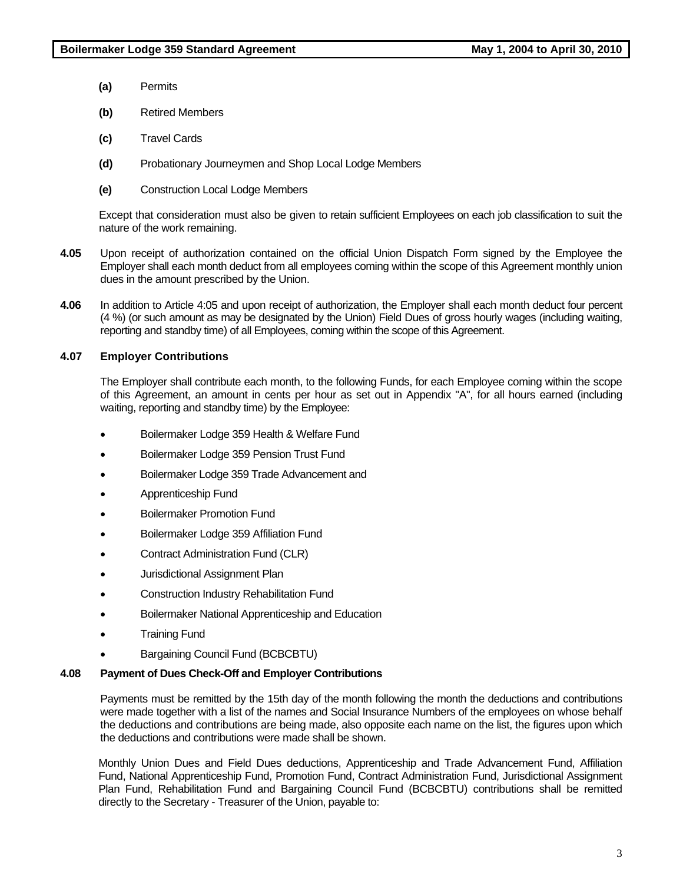**(a)** Permits

**(b)** Retired Members

**(c)** Travel Cards

**(d)** Probationary Journeymen and Shop Local Lodge Members

**(e)** Construction Local Lodge Members

Except that consideration must also be given to retain sufficient Employees on each job classification to suit the nature of the work remaining.

**4.05** Upon receipt of authorization contained on the official Union Dispatch Form signed by the Employee the Employer shall each month deduct from all employees coming within the scope of this Agreement monthly union dues in the amount prescribed by the Union.

**4.06** In addition to Article 4:05 and upon receipt of authorization, the Employer shall each month deduct four percent (4 %) (or such amount as may be designated by the Union) Field Dues of gross hourly wages (including waiting, reporting and standby time) of all Employees, coming within the scope of this Agreement.

### 4.07 Employer Contributions

The Employer shall contribute each month, to the following Funds, for each Employee coming within the scope of this Agreement, an amount in cents per hour as set out in Appendix "A", for all hours earned (including waiting, reporting and standby time) by the Employee:

- Boilermaker Lodge 359 Health & Welfare Fund
- Boilermaker Lodge 359 Pension Trust Fund
- Boilermaker Lodge 359 Trade Advancement and
- Apprenticeship Fund
- Boilermaker Promotion Fund
- Boilermaker Lodge 359 Affiliation Fund
- Contract Administration Fund (CLR)
- Jurisdictional Assignment Plan
- Construction Industry Rehabilitation Fund
- Boilermaker National Apprenticeship and Education
- Training Fund
- Bargaining Council Fund (BCBCBTU)

### 4.08 Payment of Dues Check-Off and Employer Contributions

Payments must be remitted by the 15th day of the month following the month the deductions and contributions were made together with a list of the names and Social Insurance Numbers of the employees on whose behalf the deductions and contributions are being made, also opposite each name on the list, the figures upon which the deductions and contributions were made shall be shown.

Monthly Union Dues and Field Dues deductions, Apprenticeship and Trade Advancement Fund, Affiliation Fund, National Apprenticeship Fund, Promotion Fund, Contract Administration Fund, Jurisdictional Assignment Plan Fund, Rehabilitation Fund and Bargaining Council Fund (BCBCBTU) contributions shall be remitted directly to the Secretary - Treasurer of the Union, payable to: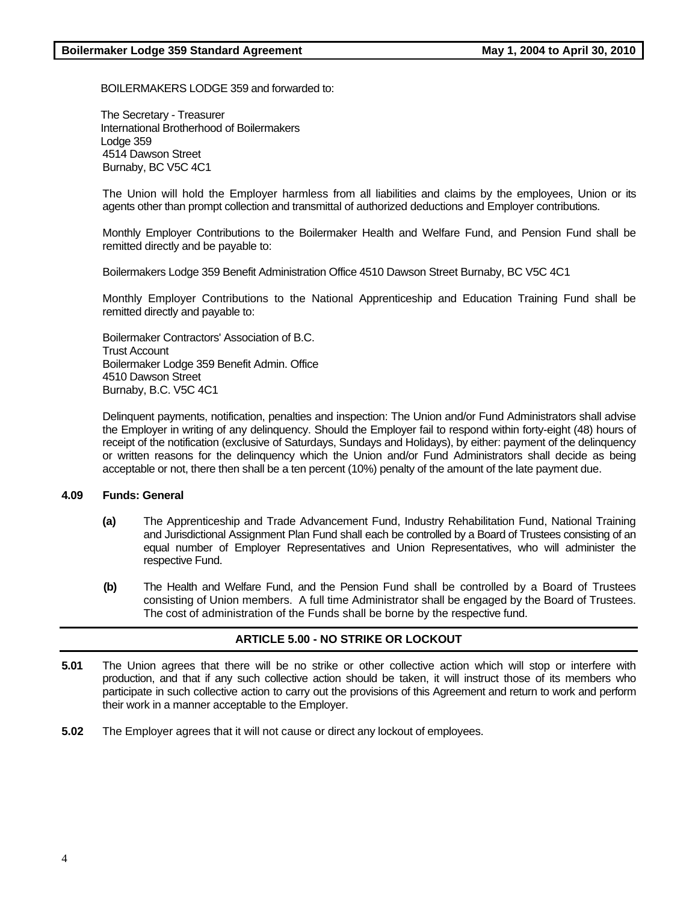BOILERMAKERS LODGE 359 and forwarded to:

The Secretary - Treasurer
International Brotherhood of Boilermakers
Lodge 359
4514 Dawson Street
Burnaby, BC V5C 4C1

The Union will hold the Employer harmless from all liabilities and claims by the employees, Union or its agents other than prompt collection and transmittal of authorized deductions and Employer contributions.

Monthly Employer Contributions to the Boilermaker Health and Welfare Fund, and Pension Fund shall be remitted directly and be payable to:

Boilermakers Lodge 359 Benefit Administration Office 4510 Dawson Street Burnaby, BC V5C 4C1

Monthly Employer Contributions to the National Apprenticeship and Education Training Fund shall be remitted directly and payable to:

Boilermaker Contractors' Association of B.C.
Trust Account
Boilermaker Lodge 359 Benefit Admin. Office
4510 Dawson Street
Burnaby, B.C. V5C 4C1

Delinquent payments, notification, penalties and inspection: The Union and/or Fund Administrators shall advise the Employer in writing of any delinquency. Should the Employer fail to respond within forty-eight (48) hours of receipt of the notification (exclusive of Saturdays, Sundays and Holidays), by either: payment of the delinquency or written reasons for the delinquency which the Union and/or Fund Administrators shall decide as being acceptable or not, there then shall be a ten percent (10%) penalty of the amount of the late payment due.

**4.09 Funds: General**

**(a)** The Apprenticeship and Trade Advancement Fund, Industry Rehabilitation Fund, National Training and Jurisdictional Assignment Plan Fund shall each be controlled by a Board of Trustees consisting of an equal number of Employer Representatives and Union Representatives, who will administer the respective Fund.

**(b)** The Health and Welfare Fund, and the Pension Fund shall be controlled by a Board of Trustees consisting of Union members. A full time Administrator shall be engaged by the Board of Trustees. The cost of administration of the Funds shall be borne by the respective fund.

## ARTICLE 5.00 - NO STRIKE OR LOCKOUT

**5.01** The Union agrees that there will be no strike or other collective action which will stop or interfere with production, and that if any such collective action should be taken, it will instruct those of its members who participate in such collective action to carry out the provisions of this Agreement and return to work and perform their work in a manner acceptable to the Employer.

**5.02** The Employer agrees that it will not cause or direct any lockout of employees.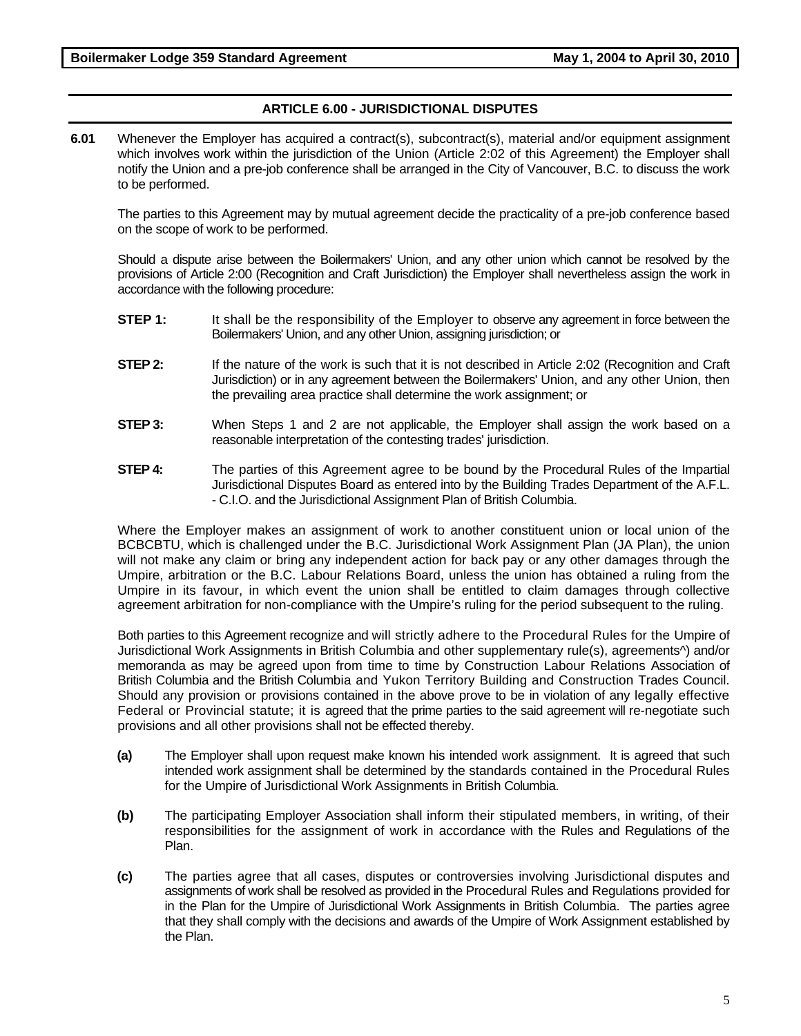## ARTICLE 6.00 - JURISDICTIONAL DISPUTES

**6.01** Whenever the Employer has acquired a contract(s), subcontract(s), material and/or equipment assignment which involves work within the jurisdiction of the Union (Article 2:02 of this Agreement) the Employer shall notify the Union and a pre-job conference shall be arranged in the City of Vancouver, B.C. to discuss the work to be performed.

The parties to this Agreement may by mutual agreement decide the practicality of a pre-job conference based on the scope of work to be performed.

Should a dispute arise between the Boilermakers' Union, and any other union which cannot be resolved by the provisions of Article 2:00 (Recognition and Craft Jurisdiction) the Employer shall nevertheless assign the work in accordance with the following procedure:

**STEP 1:** It shall be the responsibility of the Employer to observe any agreement in force between the Boilermakers' Union, and any other Union, assigning jurisdiction; or

**STEP 2:** If the nature of the work is such that it is not described in Article 2:02 (Recognition and Craft Jurisdiction) or in any agreement between the Boilermakers' Union, and any other Union, then the prevailing area practice shall determine the work assignment; or

**STEP 3:** When Steps 1 and 2 are not applicable, the Employer shall assign the work based on a reasonable interpretation of the contesting trades' jurisdiction.

**STEP 4:** The parties of this Agreement agree to be bound by the Procedural Rules of the Impartial Jurisdictional Disputes Board as entered into by the Building Trades Department of the A.F.L. - C.I.O. and the Jurisdictional Assignment Plan of British Columbia.

Where the Employer makes an assignment of work to another constituent union or local union of the BCBCBTU, which is challenged under the B.C. Jurisdictional Work Assignment Plan (JA Plan), the union will not make any claim or bring any independent action for back pay or any other damages through the Umpire, arbitration or the B.C. Labour Relations Board, unless the union has obtained a ruling from the Umpire in its favour, in which event the union shall be entitled to claim damages through collective agreement arbitration for non-compliance with the Umpire's ruling for the period subsequent to the ruling.

Both parties to this Agreement recognize and will strictly adhere to the Procedural Rules for the Umpire of Jurisdictional Work Assignments in British Columbia and other supplementary rule(s), agreements^) and/or memoranda as may be agreed upon from time to time by Construction Labour Relations Association of British Columbia and the British Columbia and Yukon Territory Building and Construction Trades Council. Should any provision or provisions contained in the above prove to be in violation of any legally effective Federal or Provincial statute; it is agreed that the prime parties to the said agreement will re-negotiate such provisions and all other provisions shall not be effected thereby.

**(a)** The Employer shall upon request make known his intended work assignment. It is agreed that such intended work assignment shall be determined by the standards contained in the Procedural Rules for the Umpire of Jurisdictional Work Assignments in British Columbia.

**(b)** The participating Employer Association shall inform their stipulated members, in writing, of their responsibilities for the assignment of work in accordance with the Rules and Regulations of the Plan.

**(c)** The parties agree that all cases, disputes or controversies involving Jurisdictional disputes and assignments of work shall be resolved as provided in the Procedural Rules and Regulations provided for in the Plan for the Umpire of Jurisdictional Work Assignments in British Columbia. The parties agree that they shall comply with the decisions and awards of the Umpire of Work Assignment established by the Plan.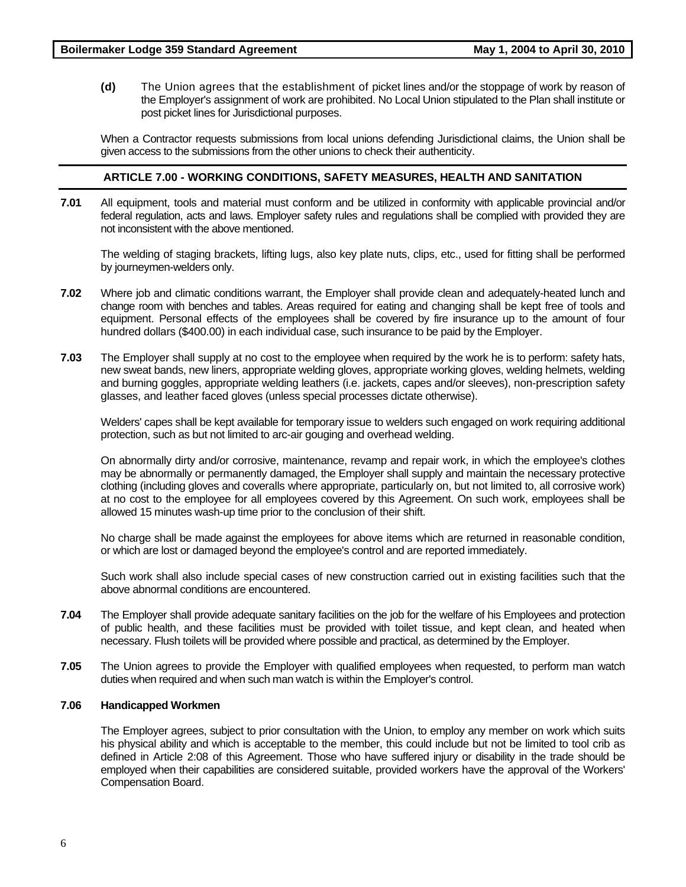**(d)** The Union agrees that the establishment of picket lines and/or the stoppage of work by reason of the Employer's assignment of work are prohibited. No Local Union stipulated to the Plan shall institute or post picket lines for Jurisdictional purposes.

When a Contractor requests submissions from local unions defending Jurisdictional claims, the Union shall be given access to the submissions from the other unions to check their authenticity.

## ARTICLE 7.00 - WORKING CONDITIONS, SAFETY MEASURES, HEALTH AND SANITATION

**7.01** All equipment, tools and material must conform and be utilized in conformity with applicable provincial and/or federal regulation, acts and laws. Employer safety rules and regulations shall be complied with provided they are not inconsistent with the above mentioned.

The welding of staging brackets, lifting lugs, also key plate nuts, clips, etc., used for fitting shall be performed by journeymen-welders only.

**7.02** Where job and climatic conditions warrant, the Employer shall provide clean and adequately-heated lunch and change room with benches and tables. Areas required for eating and changing shall be kept free of tools and equipment. Personal effects of the employees shall be covered by fire insurance up to the amount of four hundred dollars ($400.00) in each individual case, such insurance to be paid by the Employer.

**7.03** The Employer shall supply at no cost to the employee when required by the work he is to perform: safety hats, new sweat bands, new liners, appropriate welding gloves, appropriate working gloves, welding helmets, welding and burning goggles, appropriate welding leathers (i.e. jackets, capes and/or sleeves), non-prescription safety glasses, and leather faced gloves (unless special processes dictate otherwise).

Welders' capes shall be kept available for temporary issue to welders such engaged on work requiring additional protection, such as but not limited to arc-air gouging and overhead welding.

On abnormally dirty and/or corrosive, maintenance, revamp and repair work, in which the employee's clothes may be abnormally or permanently damaged, the Employer shall supply and maintain the necessary protective clothing (including gloves and coveralls where appropriate, particularly on, but not limited to, all corrosive work) at no cost to the employee for all employees covered by this Agreement. On such work, employees shall be allowed 15 minutes wash-up time prior to the conclusion of their shift.

No charge shall be made against the employees for above items which are returned in reasonable condition, or which are lost or damaged beyond the employee's control and are reported immediately.

Such work shall also include special cases of new construction carried out in existing facilities such that the above abnormal conditions are encountered.

**7.04** The Employer shall provide adequate sanitary facilities on the job for the welfare of his Employees and protection of public health, and these facilities must be provided with toilet tissue, and kept clean, and heated when necessary. Flush toilets will be provided where possible and practical, as determined by the Employer.

**7.05** The Union agrees to provide the Employer with qualified employees when requested, to perform man watch duties when required and when such man watch is within the Employer's control.

### 7.06 Handicapped Workmen

The Employer agrees, subject to prior consultation with the Union, to employ any member on work which suits his physical ability and which is acceptable to the member, this could include but not be limited to tool crib as defined in Article 2:08 of this Agreement. Those who have suffered injury or disability in the trade should be employed when their capabilities are considered suitable, provided workers have the approval of the Workers' Compensation Board.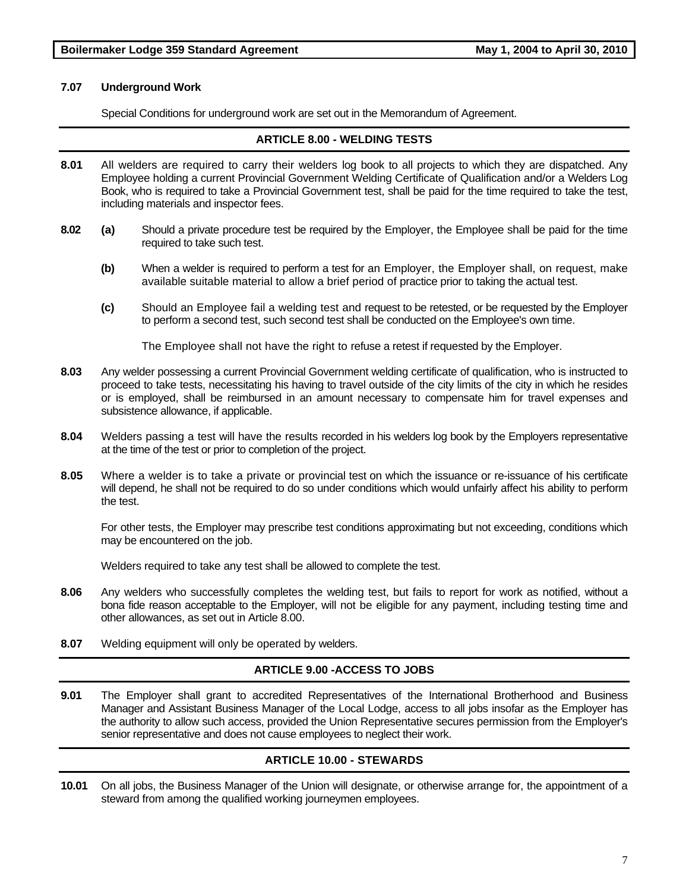**7.07 Underground Work**

Special Conditions for underground work are set out in the Memorandum of Agreement.

## ARTICLE 8.00 - WELDING TESTS

**8.01** All welders are required to carry their welders log book to all projects to which they are dispatched. Any Employee holding a current Provincial Government Welding Certificate of Qualification and/or a Welders Log Book, who is required to take a Provincial Government test, shall be paid for the time required to take the test, including materials and inspector fees.

**8.02** **(a)** Should a private procedure test be required by the Employer, the Employee shall be paid for the time required to take such test.

**(b)** When a welder is required to perform a test for an Employer, the Employer shall, on request, make available suitable material to allow a brief period of practice prior to taking the actual test.

**(c)** Should an Employee fail a welding test and request to be retested, or be requested by the Employer to perform a second test, such second test shall be conducted on the Employee's own time.

The Employee shall not have the right to refuse a retest if requested by the Employer.

**8.03** Any welder possessing a current Provincial Government welding certificate of qualification, who is instructed to proceed to take tests, necessitating his having to travel outside of the city limits of the city in which he resides or is employed, shall be reimbursed in an amount necessary to compensate him for travel expenses and subsistence allowance, if applicable.

**8.04** Welders passing a test will have the results recorded in his welders log book by the Employers representative at the time of the test or prior to completion of the project.

**8.05** Where a welder is to take a private or provincial test on which the issuance or re-issuance of his certificate will depend, he shall not be required to do so under conditions which would unfairly affect his ability to perform the test.

For other tests, the Employer may prescribe test conditions approximating but not exceeding, conditions which may be encountered on the job.

Welders required to take any test shall be allowed to complete the test.

**8.06** Any welders who successfully completes the welding test, but fails to report for work as notified, without a bona fide reason acceptable to the Employer, will not be eligible for any payment, including testing time and other allowances, as set out in Article 8.00.

**8.07** Welding equipment will only be operated by welders.

## ARTICLE 9.00 -ACCESS TO JOBS

**9.01** The Employer shall grant to accredited Representatives of the International Brotherhood and Business Manager and Assistant Business Manager of the Local Lodge, access to all jobs insofar as the Employer has the authority to allow such access, provided the Union Representative secures permission from the Employer's senior representative and does not cause employees to neglect their work.

## ARTICLE 10.00 - STEWARDS

**10.01** On all jobs, the Business Manager of the Union will designate, or otherwise arrange for, the appointment of a steward from among the qualified working journeymen employees.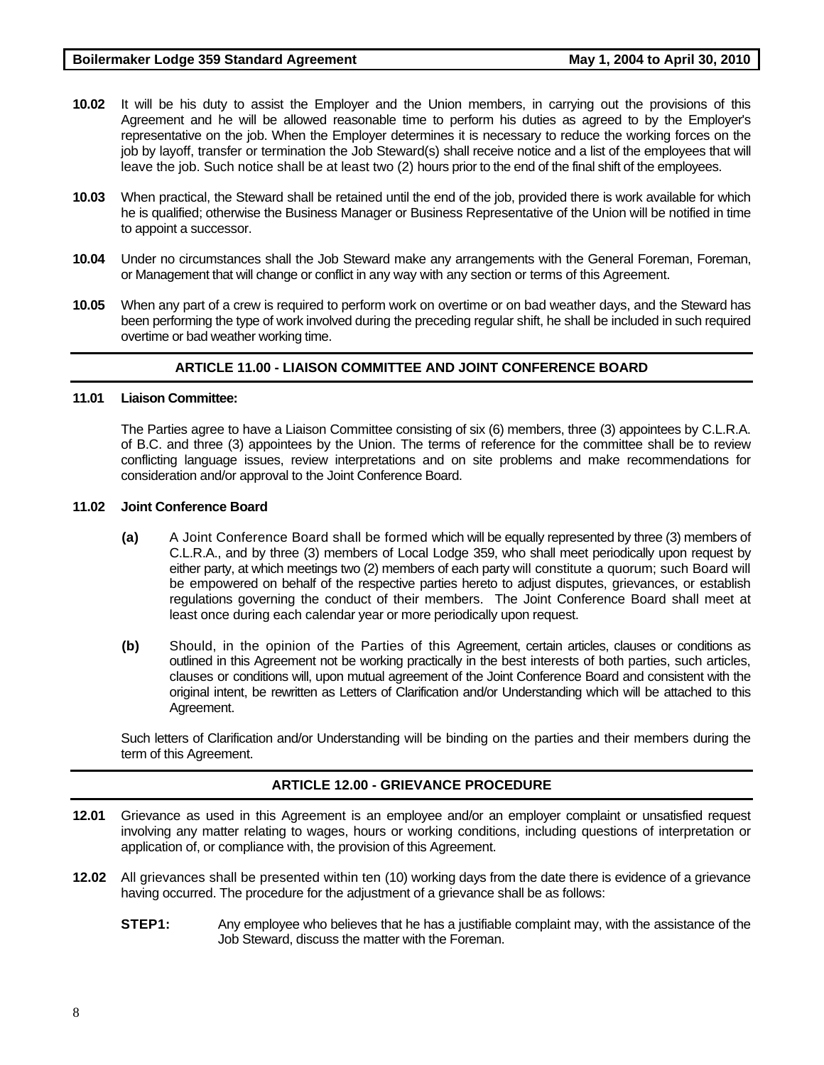**10.02** It will be his duty to assist the Employer and the Union members, in carrying out the provisions of this Agreement and he will be allowed reasonable time to perform his duties as agreed to by the Employer's representative on the job. When the Employer determines it is necessary to reduce the working forces on the job by layoff, transfer or termination the Job Steward(s) shall receive notice and a list of the employees that will leave the job. Such notice shall be at least two (2) hours prior to the end of the final shift of the employees.

**10.03** When practical, the Steward shall be retained until the end of the job, provided there is work available for which he is qualified; otherwise the Business Manager or Business Representative of the Union will be notified in time to appoint a successor.

**10.04** Under no circumstances shall the Job Steward make any arrangements with the General Foreman, Foreman, or Management that will change or conflict in any way with any section or terms of this Agreement.

**10.05** When any part of a crew is required to perform work on overtime or on bad weather days, and the Steward has been performing the type of work involved during the preceding regular shift, he shall be included in such required overtime or bad weather working time.

## ARTICLE 11.00 - LIAISON COMMITTEE AND JOINT CONFERENCE BOARD

**11.01 Liaison Committee:**

The Parties agree to have a Liaison Committee consisting of six (6) members, three (3) appointees by C.L.R.A. of B.C. and three (3) appointees by the Union. The terms of reference for the committee shall be to review conflicting language issues, review interpretations and on site problems and make recommendations for consideration and/or approval to the Joint Conference Board.

**11.02 Joint Conference Board**

**(a)** A Joint Conference Board shall be formed which will be equally represented by three (3) members of C.L.R.A., and by three (3) members of Local Lodge 359, who shall meet periodically upon request by either party, at which meetings two (2) members of each party will constitute a quorum; such Board will be empowered on behalf of the respective parties hereto to adjust disputes, grievances, or establish regulations governing the conduct of their members. The Joint Conference Board shall meet at least once during each calendar year or more periodically upon request.

**(b)** Should, in the opinion of the Parties of this Agreement, certain articles, clauses or conditions as outlined in this Agreement not be working practically in the best interests of both parties, such articles, clauses or conditions will, upon mutual agreement of the Joint Conference Board and consistent with the original intent, be rewritten as Letters of Clarification and/or Understanding which will be attached to this Agreement.

Such letters of Clarification and/or Understanding will be binding on the parties and their members during the term of this Agreement.

## ARTICLE 12.00 - GRIEVANCE PROCEDURE

**12.01** Grievance as used in this Agreement is an employee and/or an employer complaint or unsatisfied request involving any matter relating to wages, hours or working conditions, including questions of interpretation or application of, or compliance with, the provision of this Agreement.

**12.02** All grievances shall be presented within ten (10) working days from the date there is evidence of a grievance having occurred. The procedure for the adjustment of a grievance shall be as follows:

**STEP1:** Any employee who believes that he has a justifiable complaint may, with the assistance of the Job Steward, discuss the matter with the Foreman.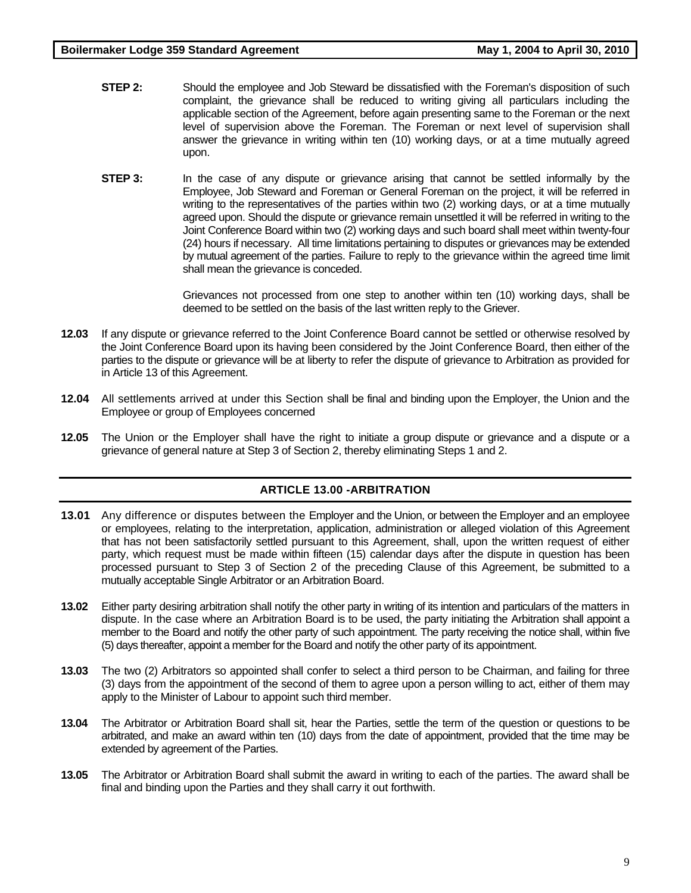**STEP 2:** Should the employee and Job Steward be dissatisfied with the Foreman's disposition of such complaint, the grievance shall be reduced to writing giving all particulars including the applicable section of the Agreement, before again presenting same to the Foreman or the next level of supervision above the Foreman. The Foreman or next level of supervision shall answer the grievance in writing within ten (10) working days, or at a time mutually agreed upon.

**STEP 3:** In the case of any dispute or grievance arising that cannot be settled informally by the Employee, Job Steward and Foreman or General Foreman on the project, it will be referred in writing to the representatives of the parties within two (2) working days, or at a time mutually agreed upon. Should the dispute or grievance remain unsettled it will be referred in writing to the Joint Conference Board within two (2) working days and such board shall meet within twenty-four (24) hours if necessary. All time limitations pertaining to disputes or grievances may be extended by mutual agreement of the parties. Failure to reply to the grievance within the agreed time limit shall mean the grievance is conceded.

Grievances not processed from one step to another within ten (10) working days, shall be deemed to be settled on the basis of the last written reply to the Griever.

**12.03** If any dispute or grievance referred to the Joint Conference Board cannot be settled or otherwise resolved by the Joint Conference Board upon its having been considered by the Joint Conference Board, then either of the parties to the dispute or grievance will be at liberty to refer the dispute of grievance to Arbitration as provided for in Article 13 of this Agreement.

**12.04** All settlements arrived at under this Section shall be final and binding upon the Employer, the Union and the Employee or group of Employees concerned

**12.05** The Union or the Employer shall have the right to initiate a group dispute or grievance and a dispute or a grievance of general nature at Step 3 of Section 2, thereby eliminating Steps 1 and 2.

## ARTICLE 13.00 -ARBITRATION

**13.01** Any difference or disputes between the Employer and the Union, or between the Employer and an employee or employees, relating to the interpretation, application, administration or alleged violation of this Agreement that has not been satisfactorily settled pursuant to this Agreement, shall, upon the written request of either party, which request must be made within fifteen (15) calendar days after the dispute in question has been processed pursuant to Step 3 of Section 2 of the preceding Clause of this Agreement, be submitted to a mutually acceptable Single Arbitrator or an Arbitration Board.

**13.02** Either party desiring arbitration shall notify the other party in writing of its intention and particulars of the matters in dispute. In the case where an Arbitration Board is to be used, the party initiating the Arbitration shall appoint a member to the Board and notify the other party of such appointment. The party receiving the notice shall, within five (5) days thereafter, appoint a member for the Board and notify the other party of its appointment.

**13.03** The two (2) Arbitrators so appointed shall confer to select a third person to be Chairman, and failing for three (3) days from the appointment of the second of them to agree upon a person willing to act, either of them may apply to the Minister of Labour to appoint such third member.

**13.04** The Arbitrator or Arbitration Board shall sit, hear the Parties, settle the term of the question or questions to be arbitrated, and make an award within ten (10) days from the date of appointment, provided that the time may be extended by agreement of the Parties.

**13.05** The Arbitrator or Arbitration Board shall submit the award in writing to each of the parties. The award shall be final and binding upon the Parties and they shall carry it out forthwith.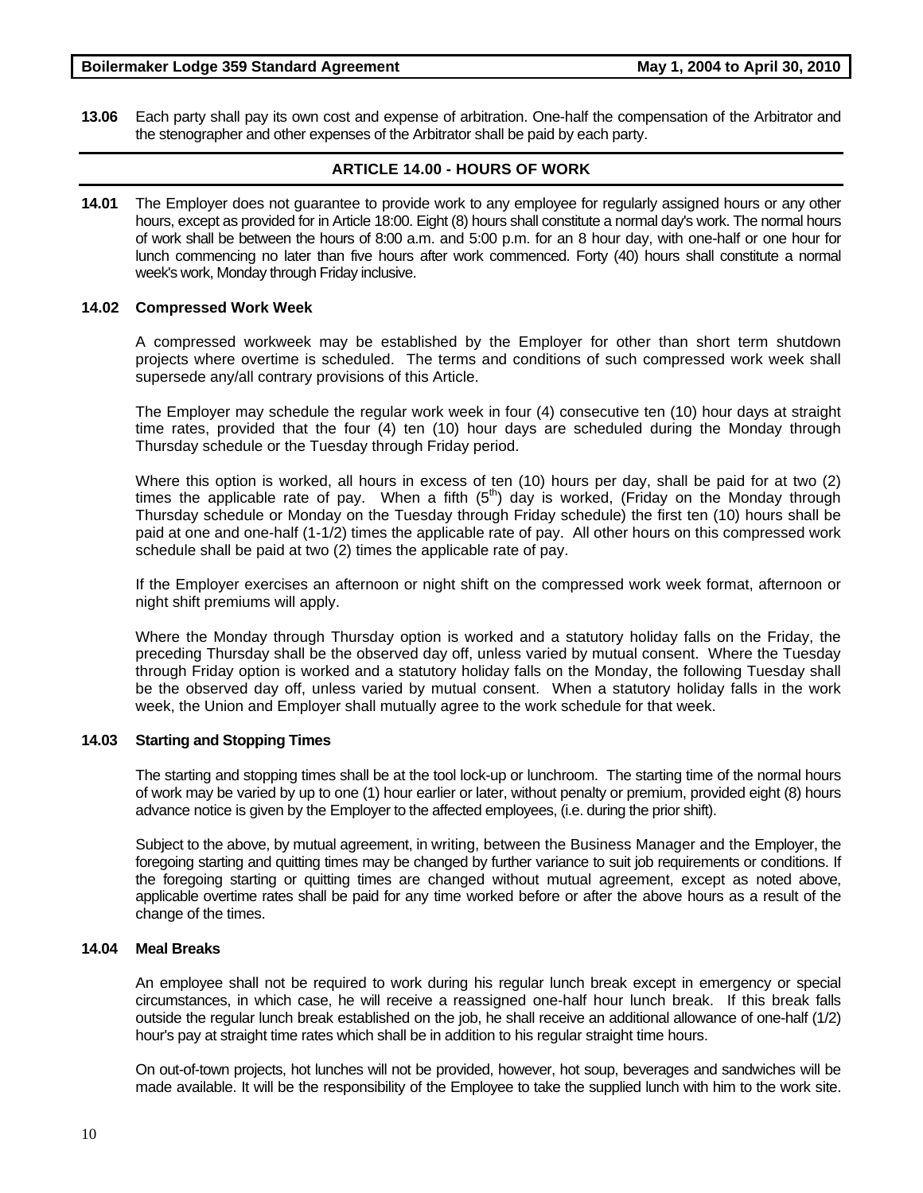**13.06** Each party shall pay its own cost and expense of arbitration. One-half the compensation of the Arbitrator and the stenographer and other expenses of the Arbitrator shall be paid by each party.

## ARTICLE 14.00 - HOURS OF WORK

**14.01** The Employer does not guarantee to provide work to any employee for regularly assigned hours or any other hours, except as provided for in Article 18:00. Eight (8) hours shall constitute a normal day's work. The normal hours of work shall be between the hours of 8:00 a.m. and 5:00 p.m. for an 8 hour day, with one-half or one hour for lunch commencing no later than five hours after work commenced. Forty (40) hours shall constitute a normal week's work, Monday through Friday inclusive.

### 14.02 Compressed Work Week

A compressed workweek may be established by the Employer for other than short term shutdown projects where overtime is scheduled. The terms and conditions of such compressed work week shall supersede any/all contrary provisions of this Article.

The Employer may schedule the regular work week in four (4) consecutive ten (10) hour days at straight time rates, provided that the four (4) ten (10) hour days are scheduled during the Monday through Thursday schedule or the Tuesday through Friday period.

Where this option is worked, all hours in excess of ten (10) hours per day, shall be paid for at two (2) times the applicable rate of pay. When a fifth (5$^{th}$) day is worked, (Friday on the Monday through Thursday schedule or Monday on the Tuesday through Friday schedule) the first ten (10) hours shall be paid at one and one-half (1-1/2) times the applicable rate of pay. All other hours on this compressed work schedule shall be paid at two (2) times the applicable rate of pay.

If the Employer exercises an afternoon or night shift on the compressed work week format, afternoon or night shift premiums will apply.

Where the Monday through Thursday option is worked and a statutory holiday falls on the Friday, the preceding Thursday shall be the observed day off, unless varied by mutual consent. Where the Tuesday through Friday option is worked and a statutory holiday falls on the Monday, the following Tuesday shall be the observed day off, unless varied by mutual consent. When a statutory holiday falls in the work week, the Union and Employer shall mutually agree to the work schedule for that week.

### 14.03 Starting and Stopping Times

The starting and stopping times shall be at the tool lock-up or lunchroom. The starting time of the normal hours of work may be varied by up to one (1) hour earlier or later, without penalty or premium, provided eight (8) hours advance notice is given by the Employer to the affected employees, (i.e. during the prior shift).

Subject to the above, by mutual agreement, in writing, between the Business Manager and the Employer, the foregoing starting and quitting times may be changed by further variance to suit job requirements or conditions. If the foregoing starting or quitting times are changed without mutual agreement, except as noted above, applicable overtime rates shall be paid for any time worked before or after the above hours as a result of the change of the times.

### 14.04 Meal Breaks

An employee shall not be required to work during his regular lunch break except in emergency or special circumstances, in which case, he will receive a reassigned one-half hour lunch break. If this break falls outside the regular lunch break established on the job, he shall receive an additional allowance of one-half (1/2) hour's pay at straight time rates which shall be in addition to his regular straight time hours.

On out-of-town projects, hot lunches will not be provided, however, hot soup, beverages and sandwiches will be made available. It will be the responsibility of the Employee to take the supplied lunch with him to the work site.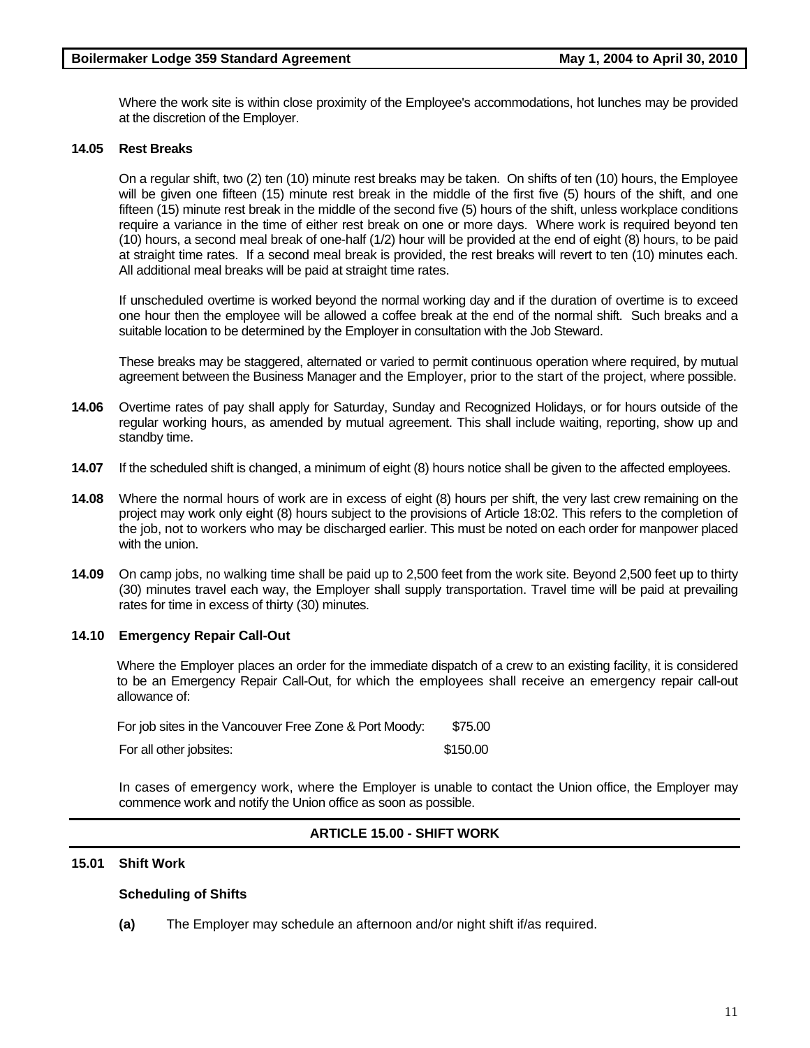Where the work site is within close proximity of the Employee's accommodations, hot lunches may be provided at the discretion of the Employer.

**14.05 Rest Breaks**

On a regular shift, two (2) ten (10) minute rest breaks may be taken. On shifts of ten (10) hours, the Employee will be given one fifteen (15) minute rest break in the middle of the first five (5) hours of the shift, and one fifteen (15) minute rest break in the middle of the second five (5) hours of the shift, unless workplace conditions require a variance in the time of either rest break on one or more days. Where work is required beyond ten (10) hours, a second meal break of one-half (1/2) hour will be provided at the end of eight (8) hours, to be paid at straight time rates. If a second meal break is provided, the rest breaks will revert to ten (10) minutes each. All additional meal breaks will be paid at straight time rates.

If unscheduled overtime is worked beyond the normal working day and if the duration of overtime is to exceed one hour then the employee will be allowed a coffee break at the end of the normal shift. Such breaks and a suitable location to be determined by the Employer in consultation with the Job Steward.

These breaks may be staggered, alternated or varied to permit continuous operation where required, by mutual agreement between the Business Manager and the Employer, prior to the start of the project, where possible.

**14.06** Overtime rates of pay shall apply for Saturday, Sunday and Recognized Holidays, or for hours outside of the regular working hours, as amended by mutual agreement. This shall include waiting, reporting, show up and standby time.

**14.07** If the scheduled shift is changed, a minimum of eight (8) hours notice shall be given to the affected employees.

**14.08** Where the normal hours of work are in excess of eight (8) hours per shift, the very last crew remaining on the project may work only eight (8) hours subject to the provisions of Article 18:02. This refers to the completion of the job, not to workers who may be discharged earlier. This must be noted on each order for manpower placed with the union.

**14.09** On camp jobs, no walking time shall be paid up to 2,500 feet from the work site. Beyond 2,500 feet up to thirty (30) minutes travel each way, the Employer shall supply transportation. Travel time will be paid at prevailing rates for time in excess of thirty (30) minutes.

**14.10 Emergency Repair Call-Out**

Where the Employer places an order for the immediate dispatch of a crew to an existing facility, it is considered to be an Emergency Repair Call-Out, for which the employees shall receive an emergency repair call-out allowance of:

| | |
|---|---|
| For job sites in the Vancouver Free Zone & Port Moody: | $75.00 |
| For all other jobsites: | $150.00 |

In cases of emergency work, where the Employer is unable to contact the Union office, the Employer may commence work and notify the Union office as soon as possible.

## ARTICLE 15.00 - SHIFT WORK

**15.01 Shift Work**

**Scheduling of Shifts**

**(a)** The Employer may schedule an afternoon and/or night shift if/as required.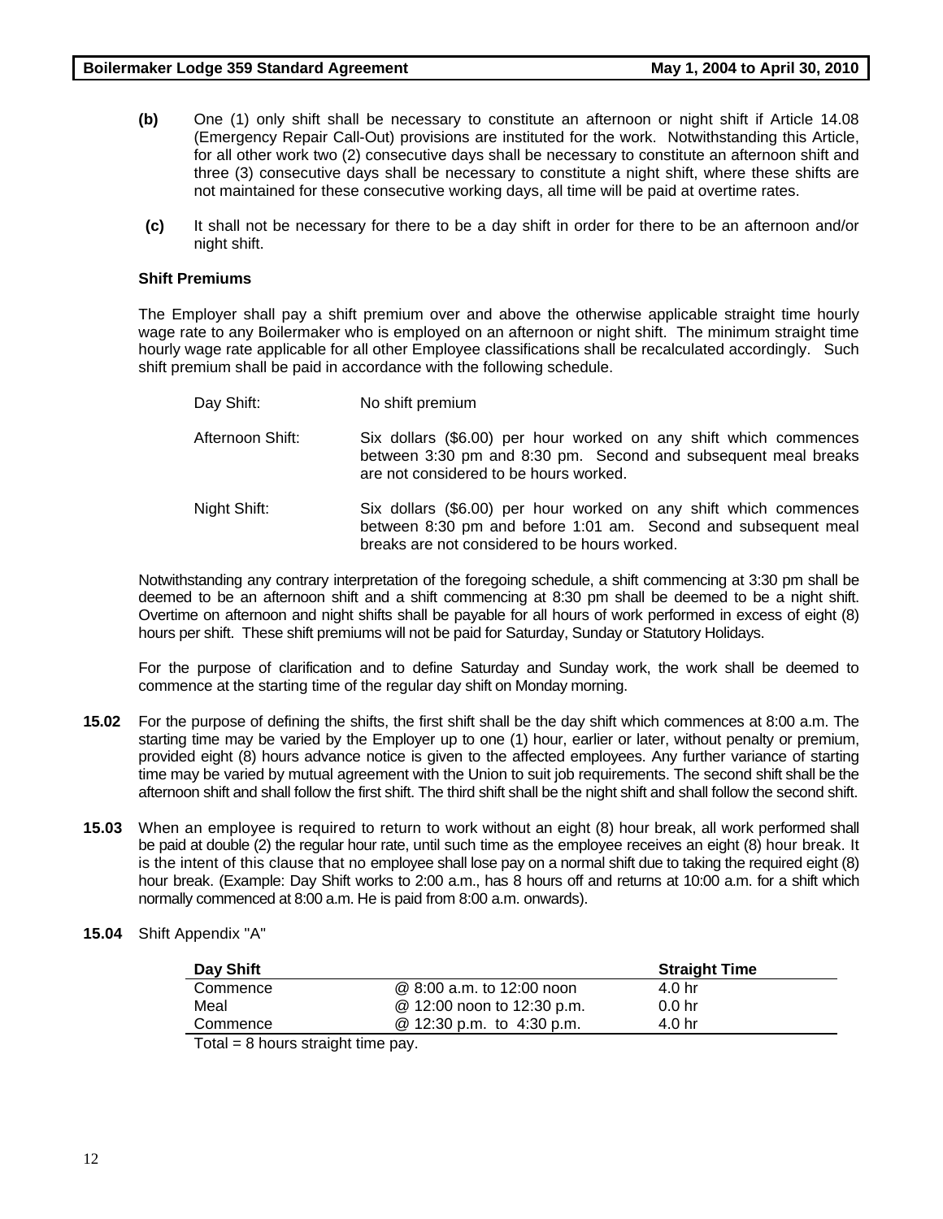**(b)** One (1) only shift shall be necessary to constitute an afternoon or night shift if Article 14.08 (Emergency Repair Call-Out) provisions are instituted for the work. Notwithstanding this Article, for all other work two (2) consecutive days shall be necessary to constitute an afternoon shift and three (3) consecutive days shall be necessary to constitute a night shift, where these shifts are not maintained for these consecutive working days, all time will be paid at overtime rates.

**(c)** It shall not be necessary for there to be a day shift in order for there to be an afternoon and/or night shift.

**Shift Premiums**

The Employer shall pay a shift premium over and above the otherwise applicable straight time hourly wage rate to any Boilermaker who is employed on an afternoon or night shift. The minimum straight time hourly wage rate applicable for all other Employee classifications shall be recalculated accordingly. Such shift premium shall be paid in accordance with the following schedule.

Day Shift: No shift premium

Afternoon Shift: Six dollars ($6.00) per hour worked on any shift which commences between 3:30 pm and 8:30 pm. Second and subsequent meal breaks are not considered to be hours worked.

Night Shift: Six dollars ($6.00) per hour worked on any shift which commences between 8:30 pm and before 1:01 am. Second and subsequent meal breaks are not considered to be hours worked.

Notwithstanding any contrary interpretation of the foregoing schedule, a shift commencing at 3:30 pm shall be deemed to be an afternoon shift and a shift commencing at 8:30 pm shall be deemed to be a night shift. Overtime on afternoon and night shifts shall be payable for all hours of work performed in excess of eight (8) hours per shift. These shift premiums will not be paid for Saturday, Sunday or Statutory Holidays.

For the purpose of clarification and to define Saturday and Sunday work, the work shall be deemed to commence at the starting time of the regular day shift on Monday morning.

**15.02** For the purpose of defining the shifts, the first shift shall be the day shift which commences at 8:00 a.m. The starting time may be varied by the Employer up to one (1) hour, earlier or later, without penalty or premium, provided eight (8) hours advance notice is given to the affected employees. Any further variance of starting time may be varied by mutual agreement with the Union to suit job requirements. The second shift shall be the afternoon shift and shall follow the first shift. The third shift shall be the night shift and shall follow the second shift.

**15.03** When an employee is required to return to work without an eight (8) hour break, all work performed shall be paid at double (2) the regular hour rate, until such time as the employee receives an eight (8) hour break. It is the intent of this clause that no employee shall lose pay on a normal shift due to taking the required eight (8) hour break. (Example: Day Shift works to 2:00 a.m., has 8 hours off and returns at 10:00 a.m. for a shift which normally commenced at 8:00 a.m. He is paid from 8:00 a.m. onwards).

**15.04** Shift Appendix "A"

| Day Shift | | Straight Time |
|---|---|---|
| Commence | @ 8:00 a.m. to 12:00 noon | 4.0 hr |
| Meal | @ 12:00 noon to 12:30 p.m. | 0.0 hr |
| Commence | @ 12:30 p.m. to 4:30 p.m. | 4.0 hr |

Total = 8 hours straight time pay.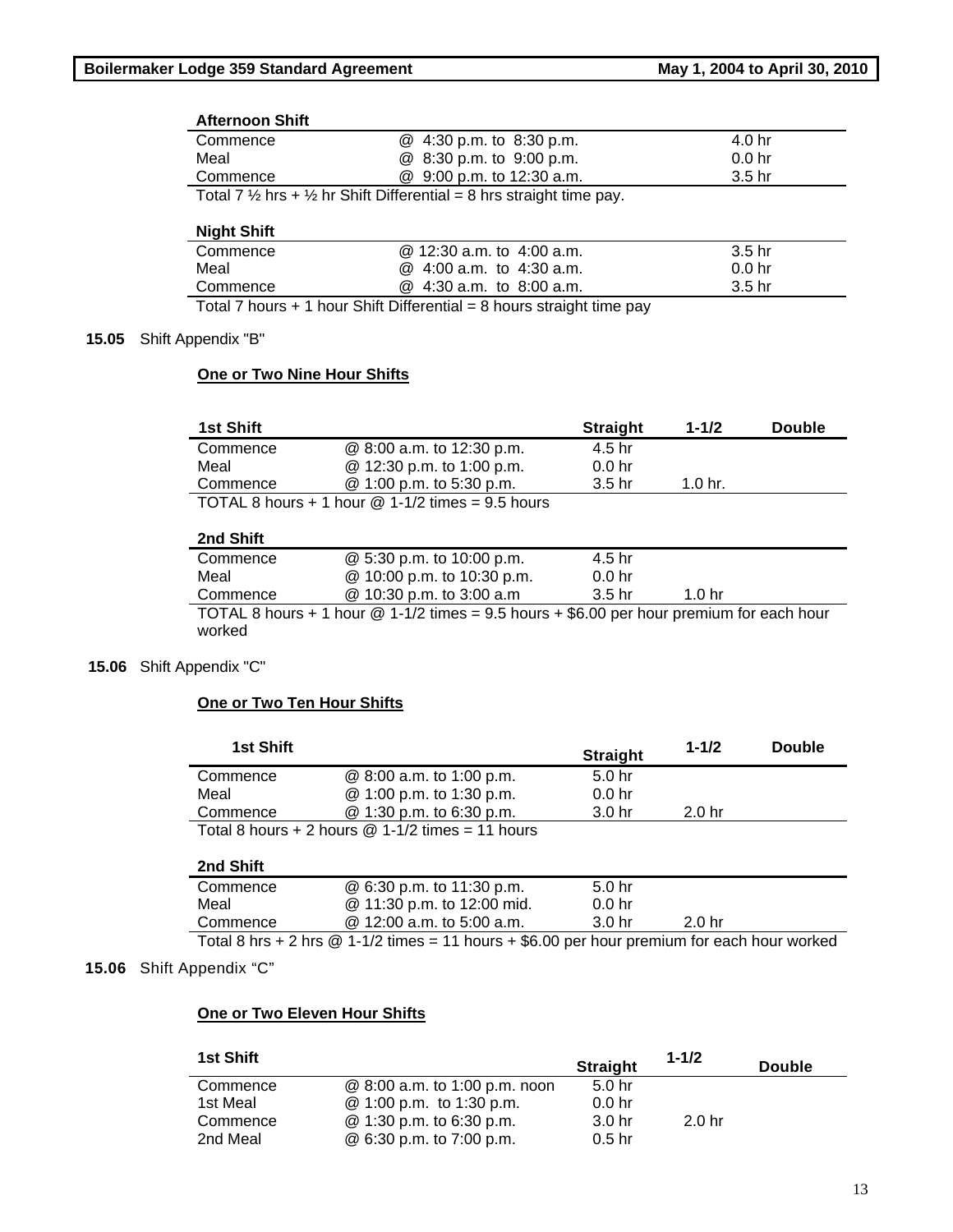**Afternoon Shift**

| | | |
|---|---|---|
| Commence | @ 4:30 p.m. to 8:30 p.m. | 4.0 hr |
| Meal | @ 8:30 p.m. to 9:00 p.m. | 0.0 hr |
| Commence | @ 9:00 p.m. to 12:30 a.m. | 3.5 hr |

Total 7 ½ hrs + ½ hr Shift Differential = 8 hrs straight time pay.

**Night Shift**

| | | |
|---|---|---|
| Commence | @ 12:30 a.m. to 4:00 a.m. | 3.5 hr |
| Meal | @ 4:00 a.m. to 4:30 a.m. | 0.0 hr |
| Commence | @ 4:30 a.m. to 8:00 a.m. | 3.5 hr |

Total 7 hours + 1 hour Shift Differential = 8 hours straight time pay

**15.05** Shift Appendix "B"

**One or Two Nine Hour Shifts**

| 1st Shift | | Straight | 1-1/2 | Double |
|---|---|---|---|---|
| Commence | @ 8:00 a.m. to 12:30 p.m. | 4.5 hr | | |
| Meal | @ 12:30 p.m. to 1:00 p.m. | 0.0 hr | | |
| Commence | @ 1:00 p.m. to 5:30 p.m. | 3.5 hr | 1.0 hr. | |

TOTAL 8 hours + 1 hour @ 1-1/2 times = 9.5 hours

| 2nd Shift | | | | |
|---|---|---|---|---|
| Commence | @ 5:30 p.m. to 10:00 p.m. | 4.5 hr | | |
| Meal | @ 10:00 p.m. to 10:30 p.m. | 0.0 hr | | |
| Commence | @ 10:30 p.m. to 3:00 a.m | 3.5 hr | 1.0 hr | |

TOTAL 8 hours + 1 hour @ 1-1/2 times = 9.5 hours + $6.00 per hour premium for each hour worked

**15.06** Shift Appendix "C"

**One or Two Ten Hour Shifts**

| 1st Shift | | Straight | 1-1/2 | Double |
|---|---|---|---|---|
| Commence | @ 8:00 a.m. to 1:00 p.m. | 5.0 hr | | |
| Meal | @ 1:00 p.m. to 1:30 p.m. | 0.0 hr | | |
| Commence | @ 1:30 p.m. to 6:30 p.m. | 3.0 hr | 2.0 hr | |

Total 8 hours + 2 hours @ 1-1/2 times = 11 hours

| 2nd Shift | | | | |
|---|---|---|---|---|
| Commence | @ 6:30 p.m. to 11:30 p.m. | 5.0 hr | | |
| Meal | @ 11:30 p.m. to 12:00 mid. | 0.0 hr | | |
| Commence | @ 12:00 a.m. to 5:00 a.m. | 3.0 hr | 2.0 hr | |

Total 8 hrs + 2 hrs @ 1-1/2 times = 11 hours + $6.00 per hour premium for each hour worked

**15.06** Shift Appendix "C"

**One or Two Eleven Hour Shifts**

| 1st Shift | | Straight | 1-1/2 | Double |
|---|---|---|---|---|
| Commence | @ 8:00 a.m. to 1:00 p.m. noon | 5.0 hr | | |
| 1st Meal | @ 1:00 p.m. to 1:30 p.m. | 0.0 hr | | |
| Commence | @ 1:30 p.m. to 6:30 p.m. | 3.0 hr | 2.0 hr | |
| 2nd Meal | @ 6:30 p.m. to 7:00 p.m. | 0.5 hr | | |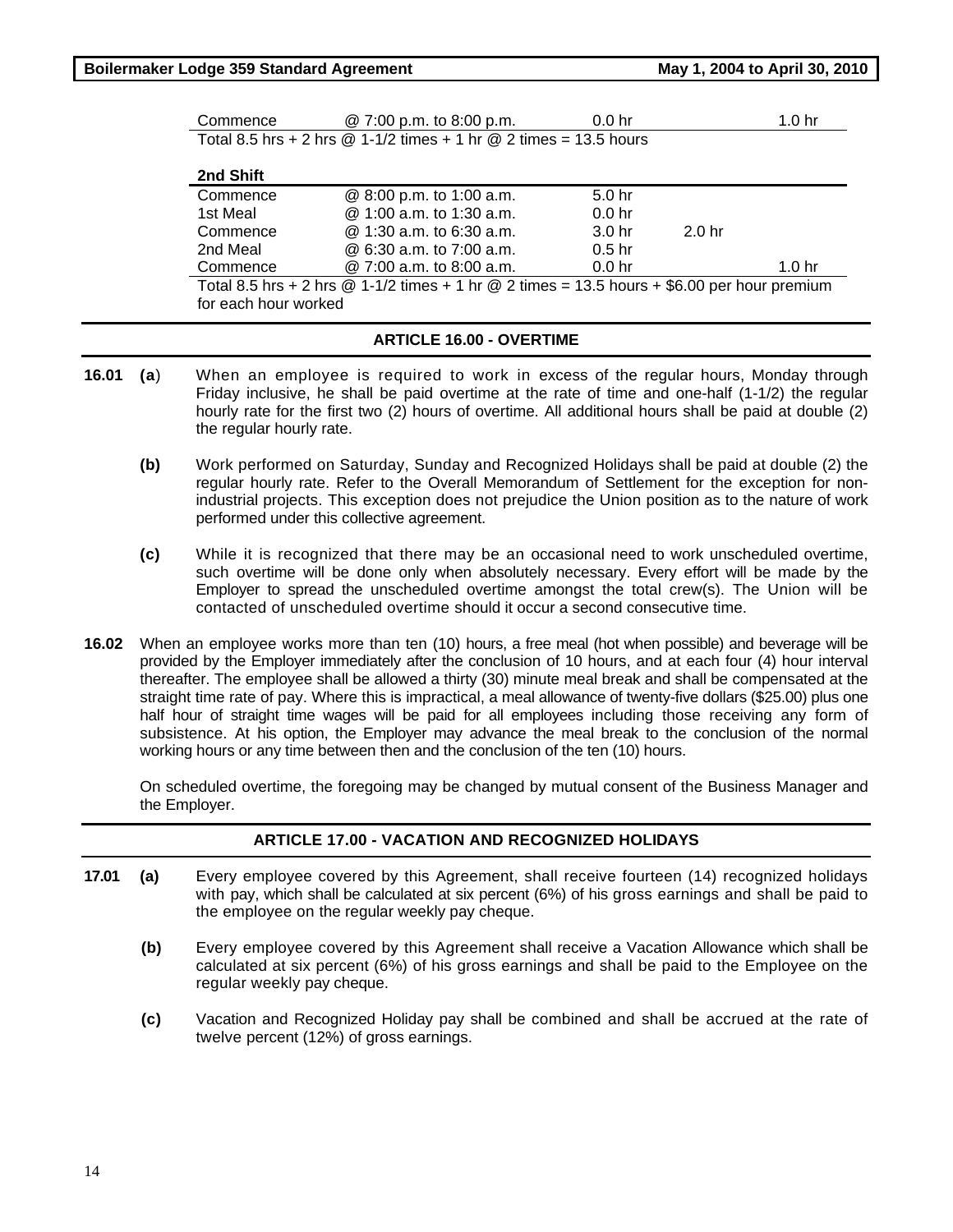| | | | | |
|---|---|---|---|---|
| Commence | @ 7:00 p.m. to 8:00 p.m. | 0.0 hr | | 1.0 hr |

Total 8.5 hrs + 2 hrs @ 1-1/2 times + 1 hr @ 2 times = 13.5 hours

**2nd Shift**

| | | | | |
|---|---|---|---|---|
| Commence | @ 8:00 p.m. to 1:00 a.m. | 5.0 hr | | |
| 1st Meal | @ 1:00 a.m. to 1:30 a.m. | 0.0 hr | | |
| Commence | @ 1:30 a.m. to 6:30 a.m. | 3.0 hr | 2.0 hr | |
| 2nd Meal | @ 6:30 a.m. to 7:00 a.m. | 0.5 hr | | |
| Commence | @ 7:00 a.m. to 8:00 a.m. | 0.0 hr | | 1.0 hr |

Total 8.5 hrs + 2 hrs @ 1-1/2 times + 1 hr @ 2 times = 13.5 hours + $6.00 per hour premium for each hour worked

## ARTICLE 16.00 - OVERTIME

**16.01 (a)** When an employee is required to work in excess of the regular hours, Monday through Friday inclusive, he shall be paid overtime at the rate of time and one-half (1-1/2) the regular hourly rate for the first two (2) hours of overtime. All additional hours shall be paid at double (2) the regular hourly rate.

**(b)** Work performed on Saturday, Sunday and Recognized Holidays shall be paid at double (2) the regular hourly rate. Refer to the Overall Memorandum of Settlement for the exception for non-industrial projects. This exception does not prejudice the Union position as to the nature of work performed under this collective agreement.

**(c)** While it is recognized that there may be an occasional need to work unscheduled overtime, such overtime will be done only when absolutely necessary. Every effort will be made by the Employer to spread the unscheduled overtime amongst the total crew(s). The Union will be contacted of unscheduled overtime should it occur a second consecutive time.

**16.02** When an employee works more than ten (10) hours, a free meal (hot when possible) and beverage will be provided by the Employer immediately after the conclusion of 10 hours, and at each four (4) hour interval thereafter. The employee shall be allowed a thirty (30) minute meal break and shall be compensated at the straight time rate of pay. Where this is impractical, a meal allowance of twenty-five dollars ($25.00) plus one half hour of straight time wages will be paid for all employees including those receiving any form of subsistence. At his option, the Employer may advance the meal break to the conclusion of the normal working hours or any time between then and the conclusion of the ten (10) hours.

On scheduled overtime, the foregoing may be changed by mutual consent of the Business Manager and the Employer.

## ARTICLE 17.00 - VACATION AND RECOGNIZED HOLIDAYS

**17.01 (a)** Every employee covered by this Agreement, shall receive fourteen (14) recognized holidays with pay, which shall be calculated at six percent (6%) of his gross earnings and shall be paid to the employee on the regular weekly pay cheque.

**(b)** Every employee covered by this Agreement shall receive a Vacation Allowance which shall be calculated at six percent (6%) of his gross earnings and shall be paid to the Employee on the regular weekly pay cheque.

**(c)** Vacation and Recognized Holiday pay shall be combined and shall be accrued at the rate of twelve percent (12%) of gross earnings.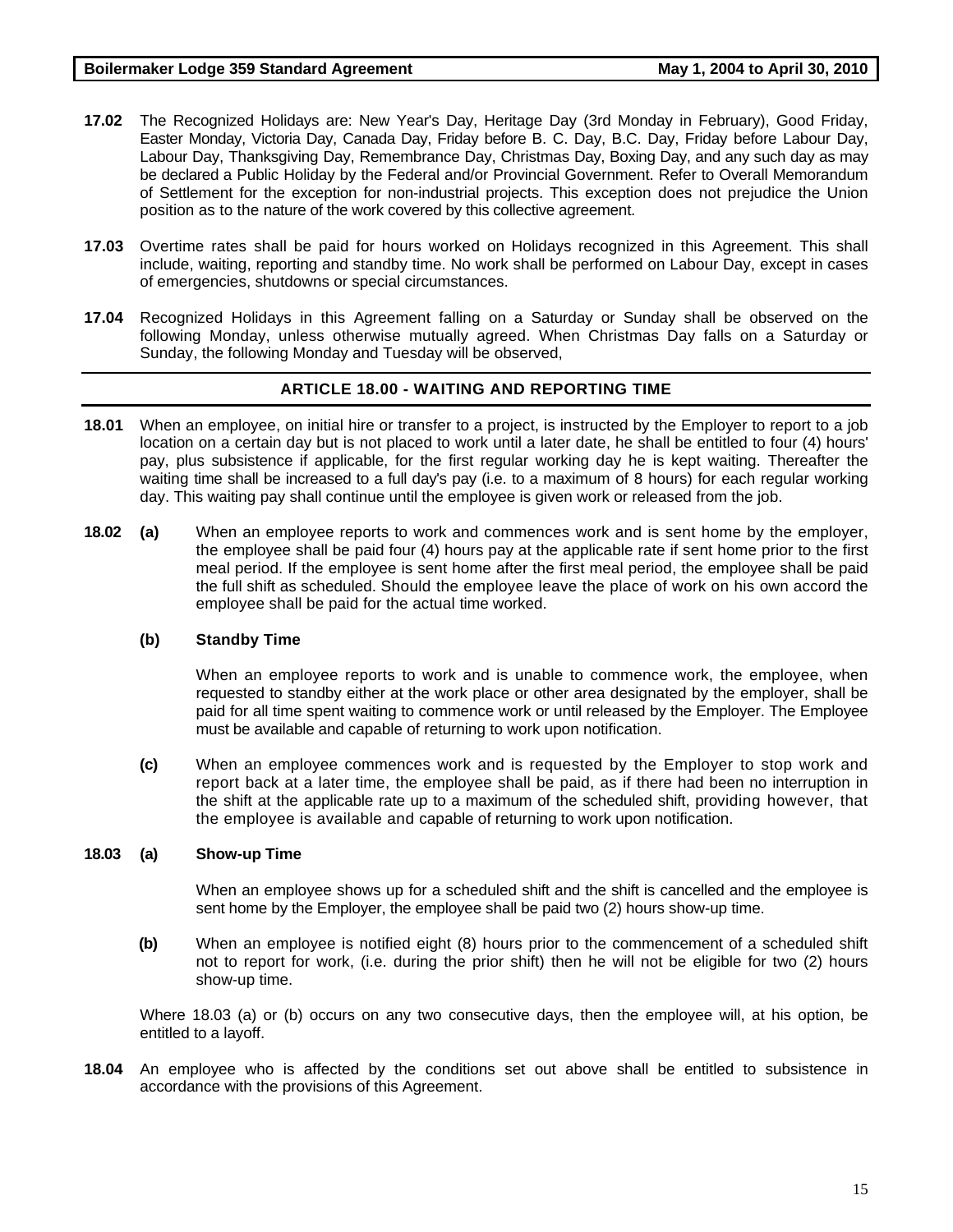**17.02** The Recognized Holidays are: New Year's Day, Heritage Day (3rd Monday in February), Good Friday, Easter Monday, Victoria Day, Canada Day, Friday before B. C. Day, B.C. Day, Friday before Labour Day, Labour Day, Thanksgiving Day, Remembrance Day, Christmas Day, Boxing Day, and any such day as may be declared a Public Holiday by the Federal and/or Provincial Government. Refer to Overall Memorandum of Settlement for the exception for non-industrial projects. This exception does not prejudice the Union position as to the nature of the work covered by this collective agreement.

**17.03** Overtime rates shall be paid for hours worked on Holidays recognized in this Agreement. This shall include, waiting, reporting and standby time. No work shall be performed on Labour Day, except in cases of emergencies, shutdowns or special circumstances.

**17.04** Recognized Holidays in this Agreement falling on a Saturday or Sunday shall be observed on the following Monday, unless otherwise mutually agreed. When Christmas Day falls on a Saturday or Sunday, the following Monday and Tuesday will be observed,

## ARTICLE 18.00 - WAITING AND REPORTING TIME

**18.01** When an employee, on initial hire or transfer to a project, is instructed by the Employer to report to a job location on a certain day but is not placed to work until a later date, he shall be entitled to four (4) hours' pay, plus subsistence if applicable, for the first regular working day he is kept waiting. Thereafter the waiting time shall be increased to a full day's pay (i.e. to a maximum of 8 hours) for each regular working day. This waiting pay shall continue until the employee is given work or released from the job.

**18.02** **(a)** When an employee reports to work and commences work and is sent home by the employer, the employee shall be paid four (4) hours pay at the applicable rate if sent home prior to the first meal period. If the employee is sent home after the first meal period, the employee shall be paid the full shift as scheduled. Should the employee leave the place of work on his own accord the employee shall be paid for the actual time worked.

**(b)** **Standby Time**

When an employee reports to work and is unable to commence work, the employee, when requested to standby either at the work place or other area designated by the employer, shall be paid for all time spent waiting to commence work or until released by the Employer. The Employee must be available and capable of returning to work upon notification.

**(c)** When an employee commences work and is requested by the Employer to stop work and report back at a later time, the employee shall be paid, as if there had been no interruption in the shift at the applicable rate up to a maximum of the scheduled shift, providing however, that the employee is available and capable of returning to work upon notification.

**18.03** **(a)** **Show-up Time**

When an employee shows up for a scheduled shift and the shift is cancelled and the employee is sent home by the Employer, the employee shall be paid two (2) hours show-up time.

**(b)** When an employee is notified eight (8) hours prior to the commencement of a scheduled shift not to report for work, (i.e. during the prior shift) then he will not be eligible for two (2) hours show-up time.

Where 18.03 (a) or (b) occurs on any two consecutive days, then the employee will, at his option, be entitled to a layoff.

**18.04** An employee who is affected by the conditions set out above shall be entitled to subsistence in accordance with the provisions of this Agreement.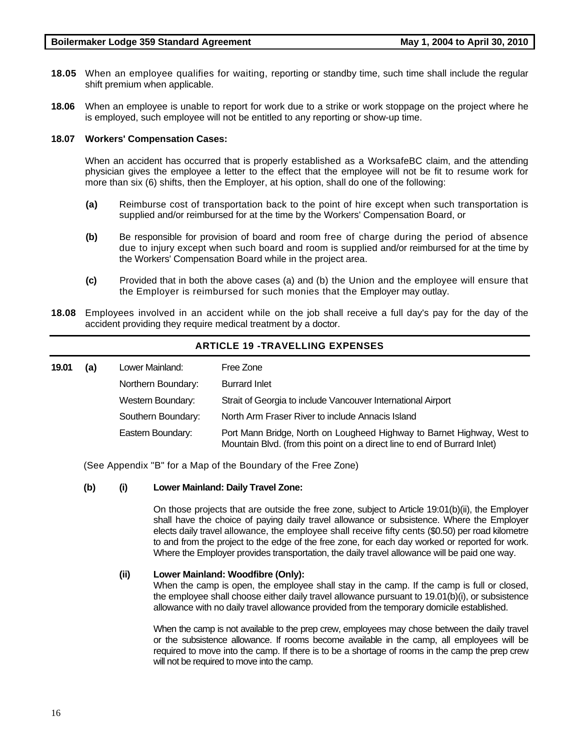**18.05** When an employee qualifies for waiting, reporting or standby time, such time shall include the regular shift premium when applicable.

**18.06** When an employee is unable to report for work due to a strike or work stoppage on the project where he is employed, such employee will not be entitled to any reporting or show-up time.

**18.07 Workers' Compensation Cases:**

When an accident has occurred that is properly established as a WorksafeBC claim, and the attending physician gives the employee a letter to the effect that the employee will not be fit to resume work for more than six (6) shifts, then the Employer, at his option, shall do one of the following:

**(a)** Reimburse cost of transportation back to the point of hire except when such transportation is supplied and/or reimbursed for at the time by the Workers' Compensation Board, or

**(b)** Be responsible for provision of board and room free of charge during the period of absence due to injury except when such board and room is supplied and/or reimbursed for at the time by the Workers' Compensation Board while in the project area.

**(c)** Provided that in both the above cases (a) and (b) the Union and the employee will ensure that the Employer is reimbursed for such monies that the Employer may outlay.

**18.08** Employees involved in an accident while on the job shall receive a full day's pay for the day of the accident providing they require medical treatment by a doctor.

## ARTICLE 19 -TRAVELLING EXPENSES

**19.01 (a)**

| | |
|---|---|
| Lower Mainland: | Free Zone |
| Northern Boundary: | Burrard Inlet |
| Western Boundary: | Strait of Georgia to include Vancouver International Airport |
| Southern Boundary: | North Arm Fraser River to include Annacis Island |
| Eastern Boundary: | Port Mann Bridge, North on Lougheed Highway to Barnet Highway, West to Mountain Blvd. (from this point on a direct line to end of Burrard Inlet) |

(See Appendix "B" for a Map of the Boundary of the Free Zone)

**(b) (i) Lower Mainland: Daily Travel Zone:**

On those projects that are outside the free zone, subject to Article 19:01(b)(ii), the Employer shall have the choice of paying daily travel allowance or subsistence. Where the Employer elects daily travel allowance, the employee shall receive fifty cents ($0.50) per road kilometre to and from the project to the edge of the free zone, for each day worked or reported for work. Where the Employer provides transportation, the daily travel allowance will be paid one way.

**(ii) Lower Mainland: Woodfibre (Only):**

When the camp is open, the employee shall stay in the camp. If the camp is full or closed, the employee shall choose either daily travel allowance pursuant to 19.01(b)(i), or subsistence allowance with no daily travel allowance provided from the temporary domicile established.

When the camp is not available to the prep crew, employees may chose between the daily travel or the subsistence allowance. If rooms become available in the camp, all employees will be required to move into the camp. If there is to be a shortage of rooms in the camp the prep crew will not be required to move into the camp.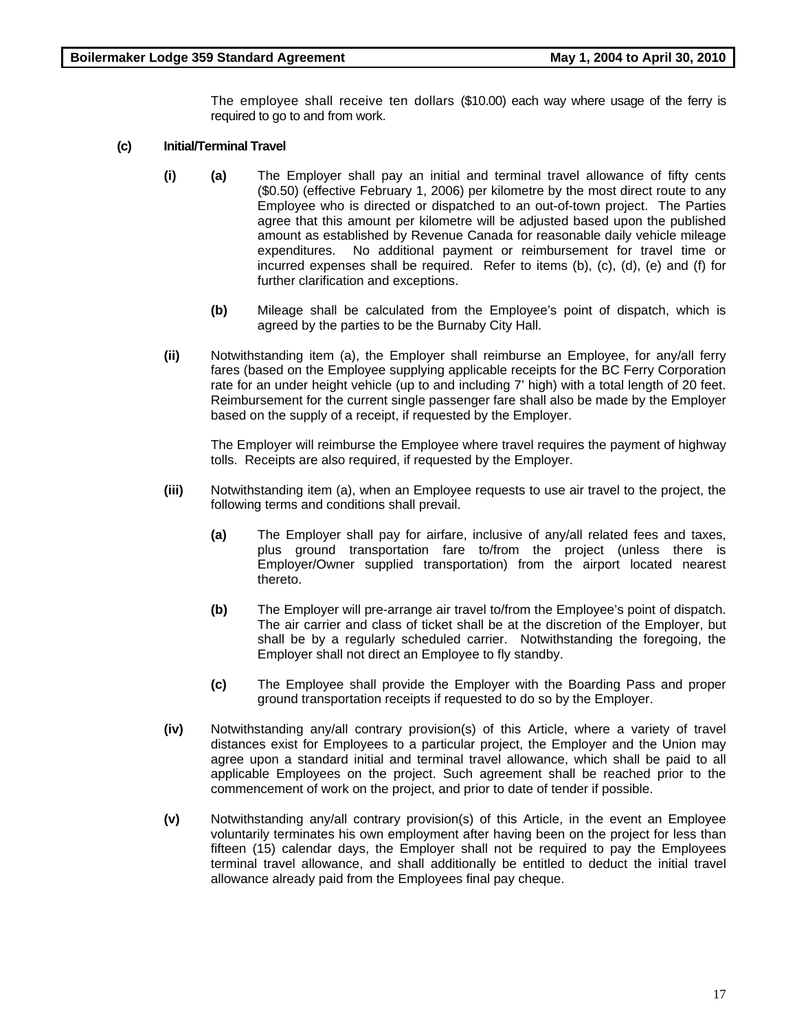The employee shall receive ten dollars ($10.00) each way where usage of the ferry is required to go to and from work.

**(c) Initial/Terminal Travel**

**(i) (a)** The Employer shall pay an initial and terminal travel allowance of fifty cents ($0.50) (effective February 1, 2006) per kilometre by the most direct route to any Employee who is directed or dispatched to an out-of-town project. The Parties agree that this amount per kilometre will be adjusted based upon the published amount as established by Revenue Canada for reasonable daily vehicle mileage expenditures. No additional payment or reimbursement for travel time or incurred expenses shall be required. Refer to items (b), (c), (d), (e) and (f) for further clarification and exceptions.

**(b)** Mileage shall be calculated from the Employee's point of dispatch, which is agreed by the parties to be the Burnaby City Hall.

**(ii)** Notwithstanding item (a), the Employer shall reimburse an Employee, for any/all ferry fares (based on the Employee supplying applicable receipts for the BC Ferry Corporation rate for an under height vehicle (up to and including 7' high) with a total length of 20 feet. Reimbursement for the current single passenger fare shall also be made by the Employer based on the supply of a receipt, if requested by the Employer.

The Employer will reimburse the Employee where travel requires the payment of highway tolls. Receipts are also required, if requested by the Employer.

**(iii)** Notwithstanding item (a), when an Employee requests to use air travel to the project, the following terms and conditions shall prevail.

**(a)** The Employer shall pay for airfare, inclusive of any/all related fees and taxes, plus ground transportation fare to/from the project (unless there is Employer/Owner supplied transportation) from the airport located nearest thereto.

**(b)** The Employer will pre-arrange air travel to/from the Employee's point of dispatch. The air carrier and class of ticket shall be at the discretion of the Employer, but shall be by a regularly scheduled carrier. Notwithstanding the foregoing, the Employer shall not direct an Employee to fly standby.

**(c)** The Employee shall provide the Employer with the Boarding Pass and proper ground transportation receipts if requested to do so by the Employer.

**(iv)** Notwithstanding any/all contrary provision(s) of this Article, where a variety of travel distances exist for Employees to a particular project, the Employer and the Union may agree upon a standard initial and terminal travel allowance, which shall be paid to all applicable Employees on the project. Such agreement shall be reached prior to the commencement of work on the project, and prior to date of tender if possible.

**(v)** Notwithstanding any/all contrary provision(s) of this Article, in the event an Employee voluntarily terminates his own employment after having been on the project for less than fifteen (15) calendar days, the Employer shall not be required to pay the Employees terminal travel allowance, and shall additionally be entitled to deduct the initial travel allowance already paid from the Employees final pay cheque.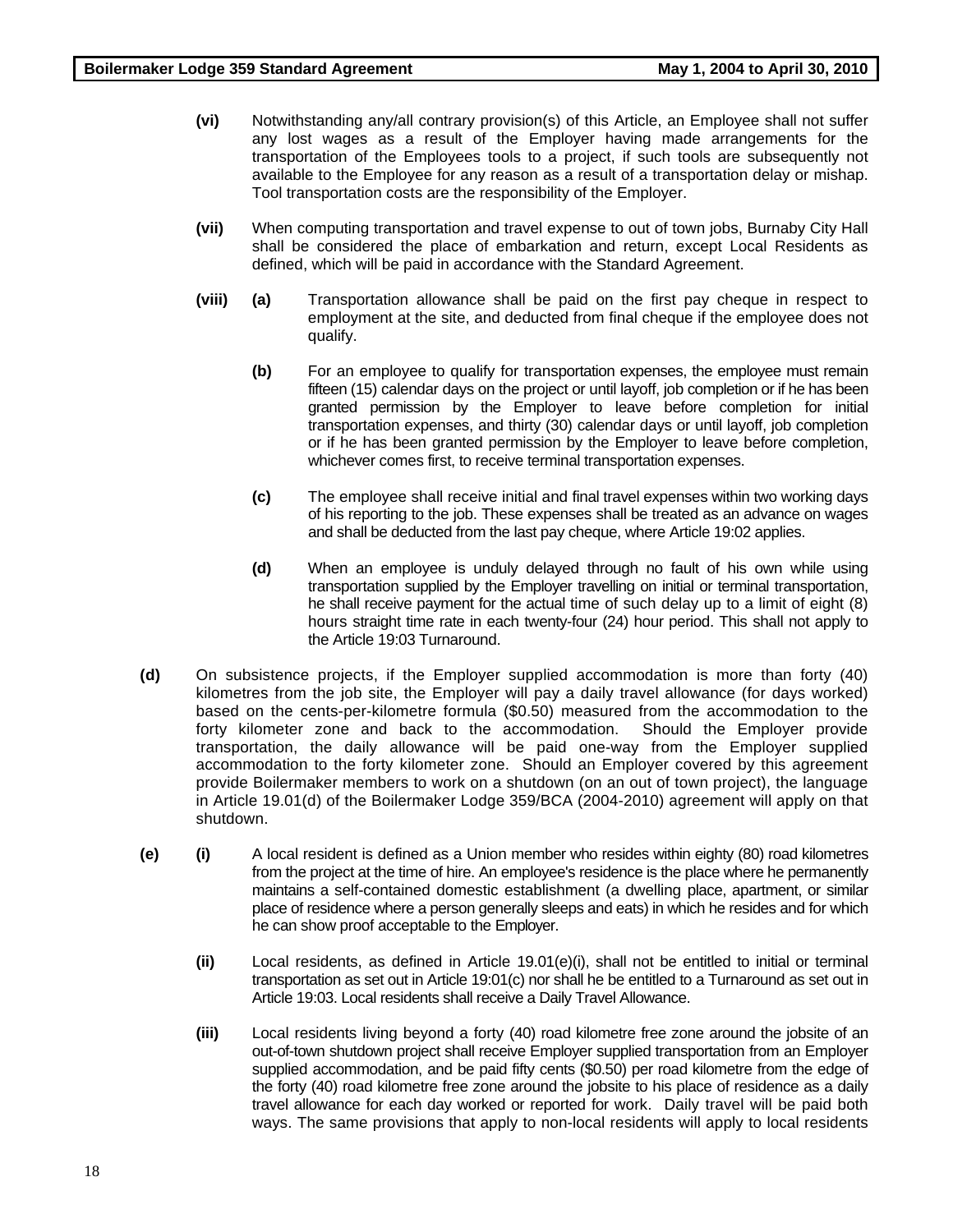**(vi)** Notwithstanding any/all contrary provision(s) of this Article, an Employee shall not suffer any lost wages as a result of the Employer having made arrangements for the transportation of the Employees tools to a project, if such tools are subsequently not available to the Employee for any reason as a result of a transportation delay or mishap. Tool transportation costs are the responsibility of the Employer.

**(vii)** When computing transportation and travel expense to out of town jobs, Burnaby City Hall shall be considered the place of embarkation and return, except Local Residents as defined, which will be paid in accordance with the Standard Agreement.

**(viii)** **(a)** Transportation allowance shall be paid on the first pay cheque in respect to employment at the site, and deducted from final cheque if the employee does not qualify.

**(b)** For an employee to qualify for transportation expenses, the employee must remain fifteen (15) calendar days on the project or until layoff, job completion or if he has been granted permission by the Employer to leave before completion for initial transportation expenses, and thirty (30) calendar days or until layoff, job completion or if he has been granted permission by the Employer to leave before completion, whichever comes first, to receive terminal transportation expenses.

**(c)** The employee shall receive initial and final travel expenses within two working days of his reporting to the job. These expenses shall be treated as an advance on wages and shall be deducted from the last pay cheque, where Article 19:02 applies.

**(d)** When an employee is unduly delayed through no fault of his own while using transportation supplied by the Employer travelling on initial or terminal transportation, he shall receive payment for the actual time of such delay up to a limit of eight (8) hours straight time rate in each twenty-four (24) hour period. This shall not apply to the Article 19:03 Turnaround.

**(d)** On subsistence projects, if the Employer supplied accommodation is more than forty (40) kilometres from the job site, the Employer will pay a daily travel allowance (for days worked) based on the cents-per-kilometre formula ($0.50) measured from the accommodation to the forty kilometer zone and back to the accommodation. Should the Employer provide transportation, the daily allowance will be paid one-way from the Employer supplied accommodation to the forty kilometer zone. Should an Employer covered by this agreement provide Boilermaker members to work on a shutdown (on an out of town project), the language in Article 19.01(d) of the Boilermaker Lodge 359/BCA (2004-2010) agreement will apply on that shutdown.

**(e)** **(i)** A local resident is defined as a Union member who resides within eighty (80) road kilometres from the project at the time of hire. An employee's residence is the place where he permanently maintains a self-contained domestic establishment (a dwelling place, apartment, or similar place of residence where a person generally sleeps and eats) in which he resides and for which he can show proof acceptable to the Employer.

**(ii)** Local residents, as defined in Article 19.01(e)(i), shall not be entitled to initial or terminal transportation as set out in Article 19:01(c) nor shall he be entitled to a Turnaround as set out in Article 19:03. Local residents shall receive a Daily Travel Allowance.

**(iii)** Local residents living beyond a forty (40) road kilometre free zone around the jobsite of an out-of-town shutdown project shall receive Employer supplied transportation from an Employer supplied accommodation, and be paid fifty cents ($0.50) per road kilometre from the edge of the forty (40) road kilometre free zone around the jobsite to his place of residence as a daily travel allowance for each day worked or reported for work. Daily travel will be paid both ways. The same provisions that apply to non-local residents will apply to local residents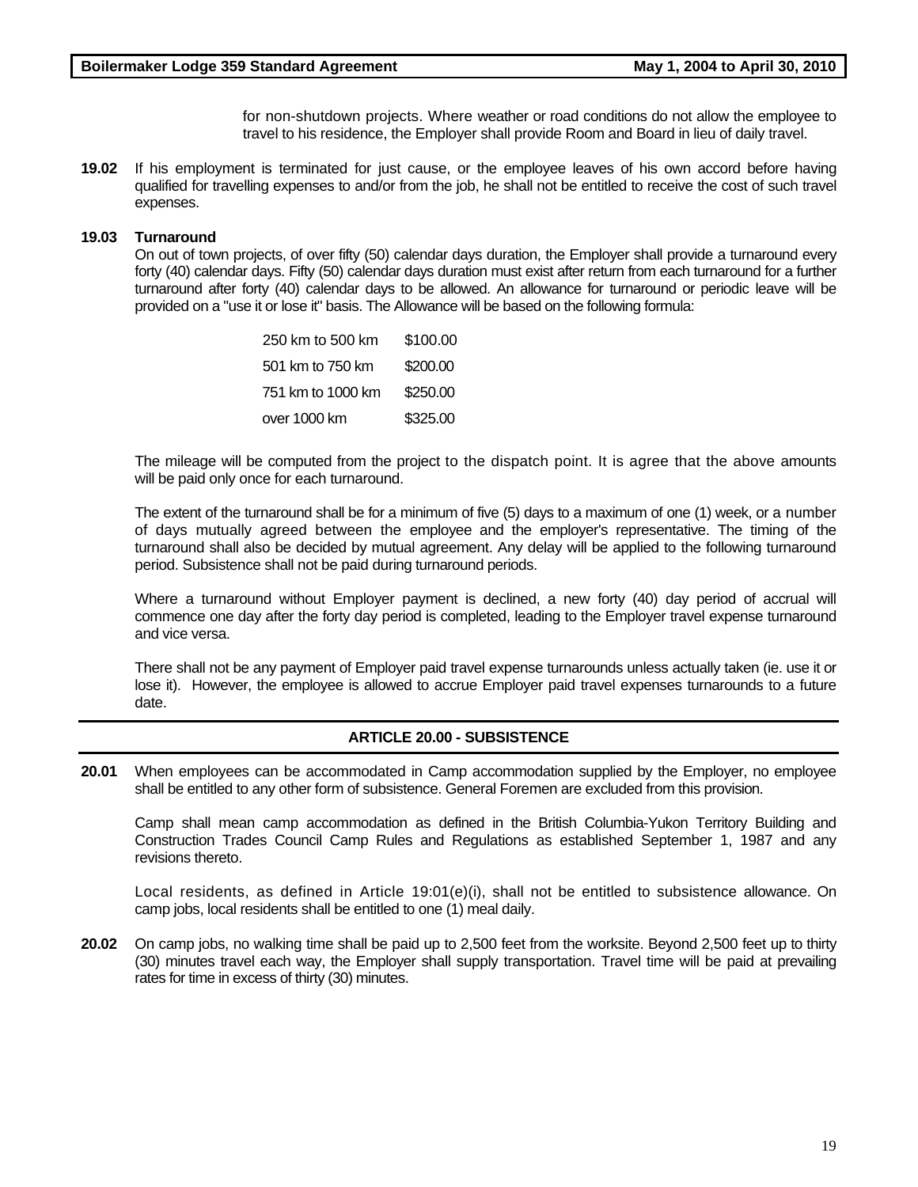for non-shutdown projects. Where weather or road conditions do not allow the employee to travel to his residence, the Employer shall provide Room and Board in lieu of daily travel.

**19.02** If his employment is terminated for just cause, or the employee leaves of his own accord before having qualified for travelling expenses to and/or from the job, he shall not be entitled to receive the cost of such travel expenses.

**19.03 Turnaround**

On out of town projects, of over fifty (50) calendar days duration, the Employer shall provide a turnaround every forty (40) calendar days. Fifty (50) calendar days duration must exist after return from each turnaround for a further turnaround after forty (40) calendar days to be allowed. An allowance for turnaround or periodic leave will be provided on a "use it or lose it" basis. The Allowance will be based on the following formula:

| | |
|---|---|
| 250 km to 500 km | $100.00 |
| 501 km to 750 km | $200.00 |
| 751 km to 1000 km | $250.00 |
| over 1000 km | $325.00 |

The mileage will be computed from the project to the dispatch point. It is agree that the above amounts will be paid only once for each turnaround.

The extent of the turnaround shall be for a minimum of five (5) days to a maximum of one (1) week, or a number of days mutually agreed between the employee and the employer's representative. The timing of the turnaround shall also be decided by mutual agreement. Any delay will be applied to the following turnaround period. Subsistence shall not be paid during turnaround periods.

Where a turnaround without Employer payment is declined, a new forty (40) day period of accrual will commence one day after the forty day period is completed, leading to the Employer travel expense turnaround and vice versa.

There shall not be any payment of Employer paid travel expense turnarounds unless actually taken (ie. use it or lose it). However, the employee is allowed to accrue Employer paid travel expenses turnarounds to a future date.

## ARTICLE 20.00 - SUBSISTENCE

**20.01** When employees can be accommodated in Camp accommodation supplied by the Employer, no employee shall be entitled to any other form of subsistence. General Foremen are excluded from this provision.

Camp shall mean camp accommodation as defined in the British Columbia-Yukon Territory Building and Construction Trades Council Camp Rules and Regulations as established September 1, 1987 and any revisions thereto.

Local residents, as defined in Article 19:01(e)(i), shall not be entitled to subsistence allowance. On camp jobs, local residents shall be entitled to one (1) meal daily.

**20.02** On camp jobs, no walking time shall be paid up to 2,500 feet from the worksite. Beyond 2,500 feet up to thirty (30) minutes travel each way, the Employer shall supply transportation. Travel time will be paid at prevailing rates for time in excess of thirty (30) minutes.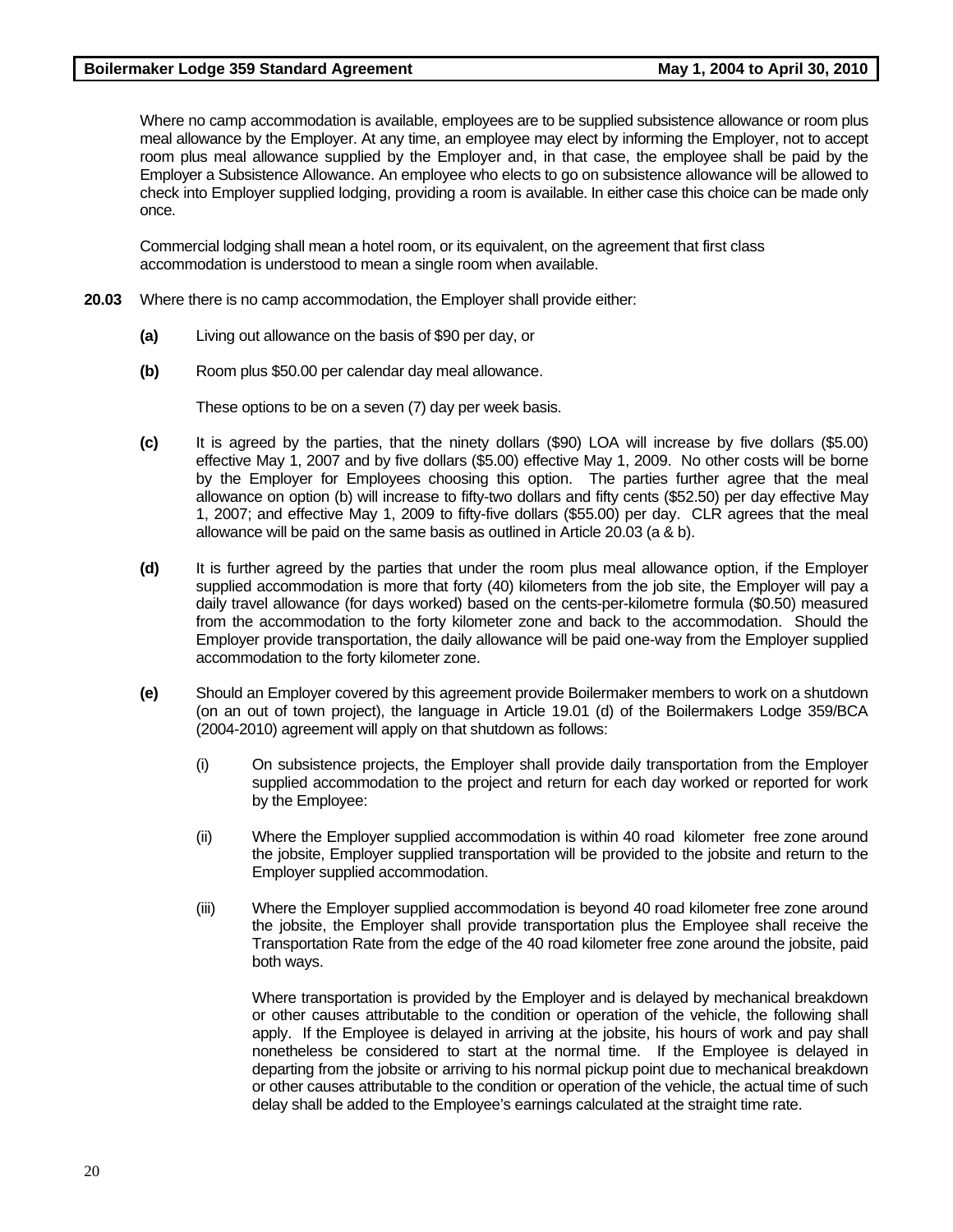Where no camp accommodation is available, employees are to be supplied subsistence allowance or room plus meal allowance by the Employer. At any time, an employee may elect by informing the Employer, not to accept room plus meal allowance supplied by the Employer and, in that case, the employee shall be paid by the Employer a Subsistence Allowance. An employee who elects to go on subsistence allowance will be allowed to check into Employer supplied lodging, providing a room is available. In either case this choice can be made only once.

Commercial lodging shall mean a hotel room, or its equivalent, on the agreement that first class accommodation is understood to mean a single room when available.

**20.03** Where there is no camp accommodation, the Employer shall provide either:

**(a)** Living out allowance on the basis of $90 per day, or

**(b)** Room plus $50.00 per calendar day meal allowance.

These options to be on a seven (7) day per week basis.

**(c)** It is agreed by the parties, that the ninety dollars ($90) LOA will increase by five dollars ($5.00) effective May 1, 2007 and by five dollars ($5.00) effective May 1, 2009. No other costs will be borne by the Employer for Employees choosing this option. The parties further agree that the meal allowance on option (b) will increase to fifty-two dollars and fifty cents ($52.50) per day effective May 1, 2007; and effective May 1, 2009 to fifty-five dollars ($55.00) per day. CLR agrees that the meal allowance will be paid on the same basis as outlined in Article 20.03 (a & b).

**(d)** It is further agreed by the parties that under the room plus meal allowance option, if the Employer supplied accommodation is more that forty (40) kilometers from the job site, the Employer will pay a daily travel allowance (for days worked) based on the cents-per-kilometre formula ($0.50) measured from the accommodation to the forty kilometer zone and back to the accommodation. Should the Employer provide transportation, the daily allowance will be paid one-way from the Employer supplied accommodation to the forty kilometer zone.

**(e)** Should an Employer covered by this agreement provide Boilermaker members to work on a shutdown (on an out of town project), the language in Article 19.01 (d) of the Boilermakers Lodge 359/BCA (2004-2010) agreement will apply on that shutdown as follows:

(i) On subsistence projects, the Employer shall provide daily transportation from the Employer supplied accommodation to the project and return for each day worked or reported for work by the Employee:

(ii) Where the Employer supplied accommodation is within 40 road kilometer free zone around the jobsite, Employer supplied transportation will be provided to the jobsite and return to the Employer supplied accommodation.

(iii) Where the Employer supplied accommodation is beyond 40 road kilometer free zone around the jobsite, the Employer shall provide transportation plus the Employee shall receive the Transportation Rate from the edge of the 40 road kilometer free zone around the jobsite, paid both ways.

Where transportation is provided by the Employer and is delayed by mechanical breakdown or other causes attributable to the condition or operation of the vehicle, the following shall apply. If the Employee is delayed in arriving at the jobsite, his hours of work and pay shall nonetheless be considered to start at the normal time. If the Employee is delayed in departing from the jobsite or arriving to his normal pickup point due to mechanical breakdown or other causes attributable to the condition or operation of the vehicle, the actual time of such delay shall be added to the Employee's earnings calculated at the straight time rate.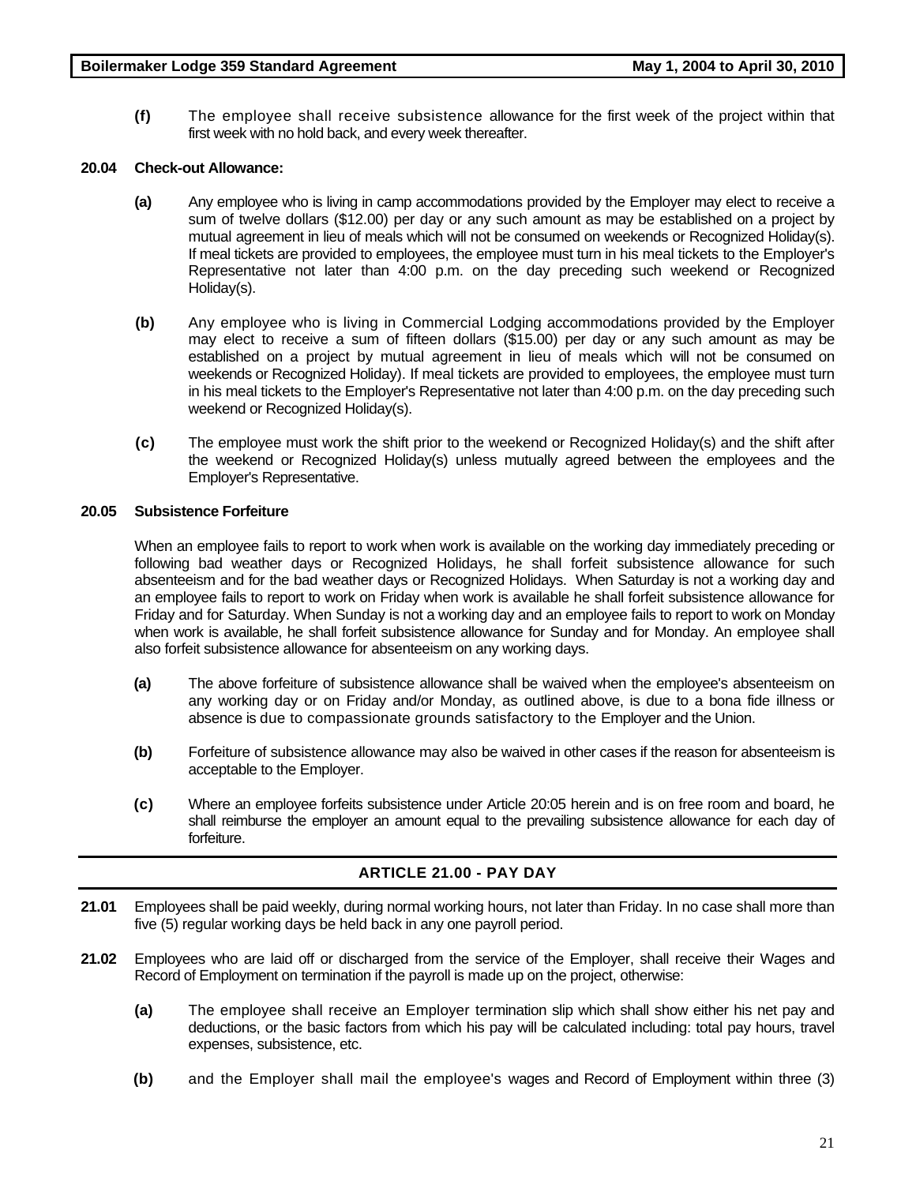**(f)** The employee shall receive subsistence allowance for the first week of the project within that first week with no hold back, and every week thereafter.

**20.04 Check-out Allowance:**

**(a)** Any employee who is living in camp accommodations provided by the Employer may elect to receive a sum of twelve dollars ($12.00) per day or any such amount as may be established on a project by mutual agreement in lieu of meals which will not be consumed on weekends or Recognized Holiday(s). If meal tickets are provided to employees, the employee must turn in his meal tickets to the Employer's Representative not later than 4:00 p.m. on the day preceding such weekend or Recognized Holiday(s).

**(b)** Any employee who is living in Commercial Lodging accommodations provided by the Employer may elect to receive a sum of fifteen dollars ($15.00) per day or any such amount as may be established on a project by mutual agreement in lieu of meals which will not be consumed on weekends or Recognized Holiday). If meal tickets are provided to employees, the employee must turn in his meal tickets to the Employer's Representative not later than 4:00 p.m. on the day preceding such weekend or Recognized Holiday(s).

**(c)** The employee must work the shift prior to the weekend or Recognized Holiday(s) and the shift after the weekend or Recognized Holiday(s) unless mutually agreed between the employees and the Employer's Representative.

**20.05 Subsistence Forfeiture**

When an employee fails to report to work when work is available on the working day immediately preceding or following bad weather days or Recognized Holidays, he shall forfeit subsistence allowance for such absenteeism and for the bad weather days or Recognized Holidays. When Saturday is not a working day and an employee fails to report to work on Friday when work is available he shall forfeit subsistence allowance for Friday and for Saturday. When Sunday is not a working day and an employee fails to report to work on Monday when work is available, he shall forfeit subsistence allowance for Sunday and for Monday. An employee shall also forfeit subsistence allowance for absenteeism on any working days.

**(a)** The above forfeiture of subsistence allowance shall be waived when the employee's absenteeism on any working day or on Friday and/or Monday, as outlined above, is due to a bona fide illness or absence is due to compassionate grounds satisfactory to the Employer and the Union.

**(b)** Forfeiture of subsistence allowance may also be waived in other cases if the reason for absenteeism is acceptable to the Employer.

**(c)** Where an employee forfeits subsistence under Article 20:05 herein and is on free room and board, he shall reimburse the employer an amount equal to the prevailing subsistence allowance for each day of forfeiture.

## ARTICLE 21.00 - PAY DAY

**21.01** Employees shall be paid weekly, during normal working hours, not later than Friday. In no case shall more than five (5) regular working days be held back in any one payroll period.

**21.02** Employees who are laid off or discharged from the service of the Employer, shall receive their Wages and Record of Employment on termination if the payroll is made up on the project, otherwise:

**(a)** The employee shall receive an Employer termination slip which shall show either his net pay and deductions, or the basic factors from which his pay will be calculated including: total pay hours, travel expenses, subsistence, etc.

**(b)** and the Employer shall mail the employee's wages and Record of Employment within three (3)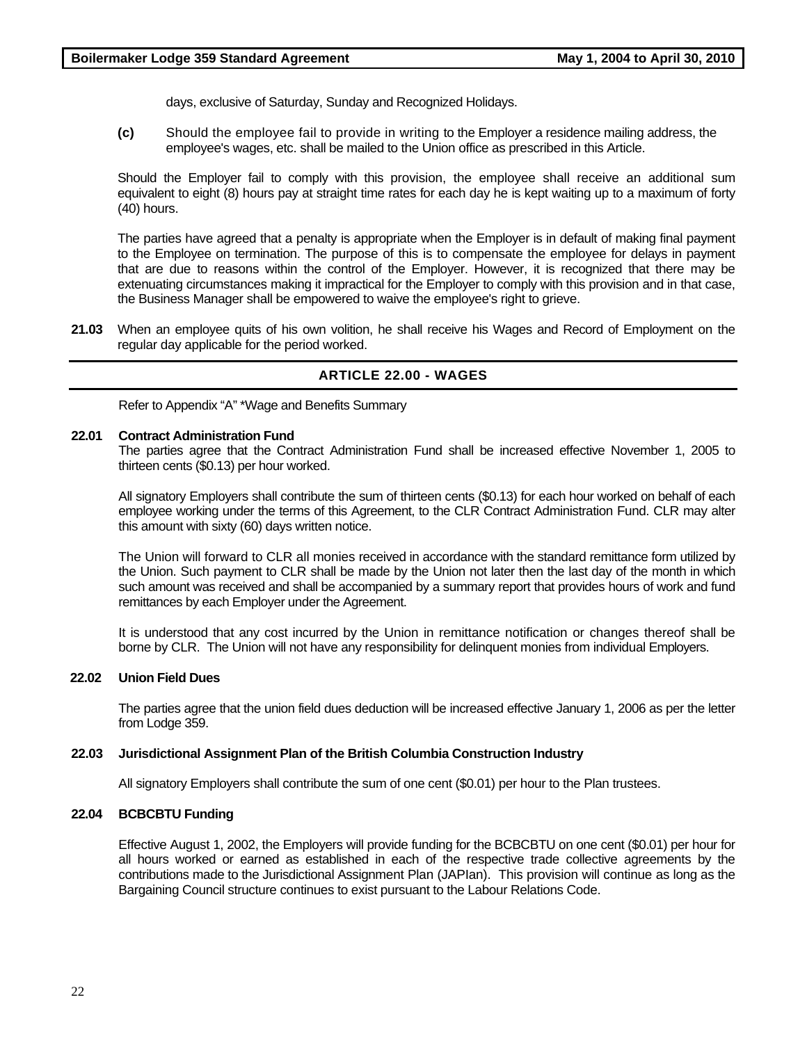days, exclusive of Saturday, Sunday and Recognized Holidays.

**(c)** Should the employee fail to provide in writing to the Employer a residence mailing address, the employee's wages, etc. shall be mailed to the Union office as prescribed in this Article.

Should the Employer fail to comply with this provision, the employee shall receive an additional sum equivalent to eight (8) hours pay at straight time rates for each day he is kept waiting up to a maximum of forty (40) hours.

The parties have agreed that a penalty is appropriate when the Employer is in default of making final payment to the Employee on termination. The purpose of this is to compensate the employee for delays in payment that are due to reasons within the control of the Employer. However, it is recognized that there may be extenuating circumstances making it impractical for the Employer to comply with this provision and in that case, the Business Manager shall be empowered to waive the employee's right to grieve.

**21.03** When an employee quits of his own volition, he shall receive his Wages and Record of Employment on the regular day applicable for the period worked.

## ARTICLE 22.00 - WAGES

Refer to Appendix "A" *Wage and Benefits Summary

**22.01 Contract Administration Fund**

The parties agree that the Contract Administration Fund shall be increased effective November 1, 2005 to thirteen cents ($0.13) per hour worked.

All signatory Employers shall contribute the sum of thirteen cents ($0.13) for each hour worked on behalf of each employee working under the terms of this Agreement, to the CLR Contract Administration Fund. CLR may alter this amount with sixty (60) days written notice.

The Union will forward to CLR all monies received in accordance with the standard remittance form utilized by the Union. Such payment to CLR shall be made by the Union not later then the last day of the month in which such amount was received and shall be accompanied by a summary report that provides hours of work and fund remittances by each Employer under the Agreement.

It is understood that any cost incurred by the Union in remittance notification or changes thereof shall be borne by CLR. The Union will not have any responsibility for delinquent monies from individual Employers.

**22.02 Union Field Dues**

The parties agree that the union field dues deduction will be increased effective January 1, 2006 as per the letter from Lodge 359.

**22.03 Jurisdictional Assignment Plan of the British Columbia Construction Industry**

All signatory Employers shall contribute the sum of one cent ($0.01) per hour to the Plan trustees.

**22.04 BCBCBTU Funding**

Effective August 1, 2002, the Employers will provide funding for the BCBCBTU on one cent ($0.01) per hour for all hours worked or earned as established in each of the respective trade collective agreements by the contributions made to the Jurisdictional Assignment Plan (JAPIan). This provision will continue as long as the Bargaining Council structure continues to exist pursuant to the Labour Relations Code.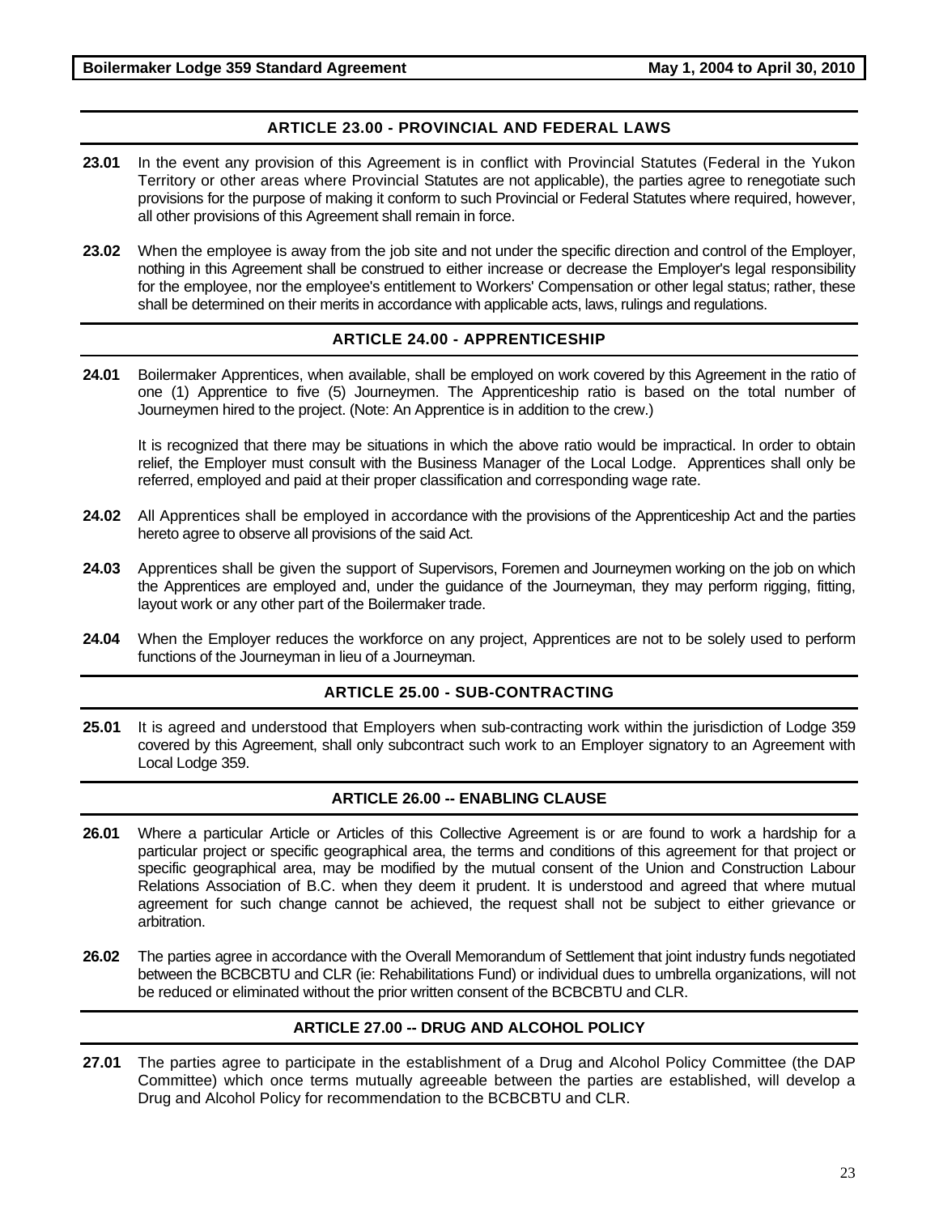## ARTICLE 23.00 - PROVINCIAL AND FEDERAL LAWS

**23.01** In the event any provision of this Agreement is in conflict with Provincial Statutes (Federal in the Yukon Territory or other areas where Provincial Statutes are not applicable), the parties agree to renegotiate such provisions for the purpose of making it conform to such Provincial or Federal Statutes where required, however, all other provisions of this Agreement shall remain in force.

**23.02** When the employee is away from the job site and not under the specific direction and control of the Employer, nothing in this Agreement shall be construed to either increase or decrease the Employer's legal responsibility for the employee, nor the employee's entitlement to Workers' Compensation or other legal status; rather, these shall be determined on their merits in accordance with applicable acts, laws, rulings and regulations.

## ARTICLE 24.00 - APPRENTICESHIP

**24.01** Boilermaker Apprentices, when available, shall be employed on work covered by this Agreement in the ratio of one (1) Apprentice to five (5) Journeymen. The Apprenticeship ratio is based on the total number of Journeymen hired to the project. (Note: An Apprentice is in addition to the crew.)

It is recognized that there may be situations in which the above ratio would be impractical. In order to obtain relief, the Employer must consult with the Business Manager of the Local Lodge. Apprentices shall only be referred, employed and paid at their proper classification and corresponding wage rate.

**24.02** All Apprentices shall be employed in accordance with the provisions of the Apprenticeship Act and the parties hereto agree to observe all provisions of the said Act.

**24.03** Apprentices shall be given the support of Supervisors, Foremen and Journeymen working on the job on which the Apprentices are employed and, under the guidance of the Journeyman, they may perform rigging, fitting, layout work or any other part of the Boilermaker trade.

**24.04** When the Employer reduces the workforce on any project, Apprentices are not to be solely used to perform functions of the Journeyman in lieu of a Journeyman.

## ARTICLE 25.00 - SUB-CONTRACTING

**25.01** It is agreed and understood that Employers when sub-contracting work within the jurisdiction of Lodge 359 covered by this Agreement, shall only subcontract such work to an Employer signatory to an Agreement with Local Lodge 359.

## ARTICLE 26.00 -- ENABLING CLAUSE

**26.01** Where a particular Article or Articles of this Collective Agreement is or are found to work a hardship for a particular project or specific geographical area, the terms and conditions of this agreement for that project or specific geographical area, may be modified by the mutual consent of the Union and Construction Labour Relations Association of B.C. when they deem it prudent. It is understood and agreed that where mutual agreement for such change cannot be achieved, the request shall not be subject to either grievance or arbitration.

**26.02** The parties agree in accordance with the Overall Memorandum of Settlement that joint industry funds negotiated between the BCBCBTU and CLR (ie: Rehabilitations Fund) or individual dues to umbrella organizations, will not be reduced or eliminated without the prior written consent of the BCBCBTU and CLR.

## ARTICLE 27.00 -- DRUG AND ALCOHOL POLICY

**27.01** The parties agree to participate in the establishment of a Drug and Alcohol Policy Committee (the DAP Committee) which once terms mutually agreeable between the parties are established, will develop a Drug and Alcohol Policy for recommendation to the BCBCBTU and CLR.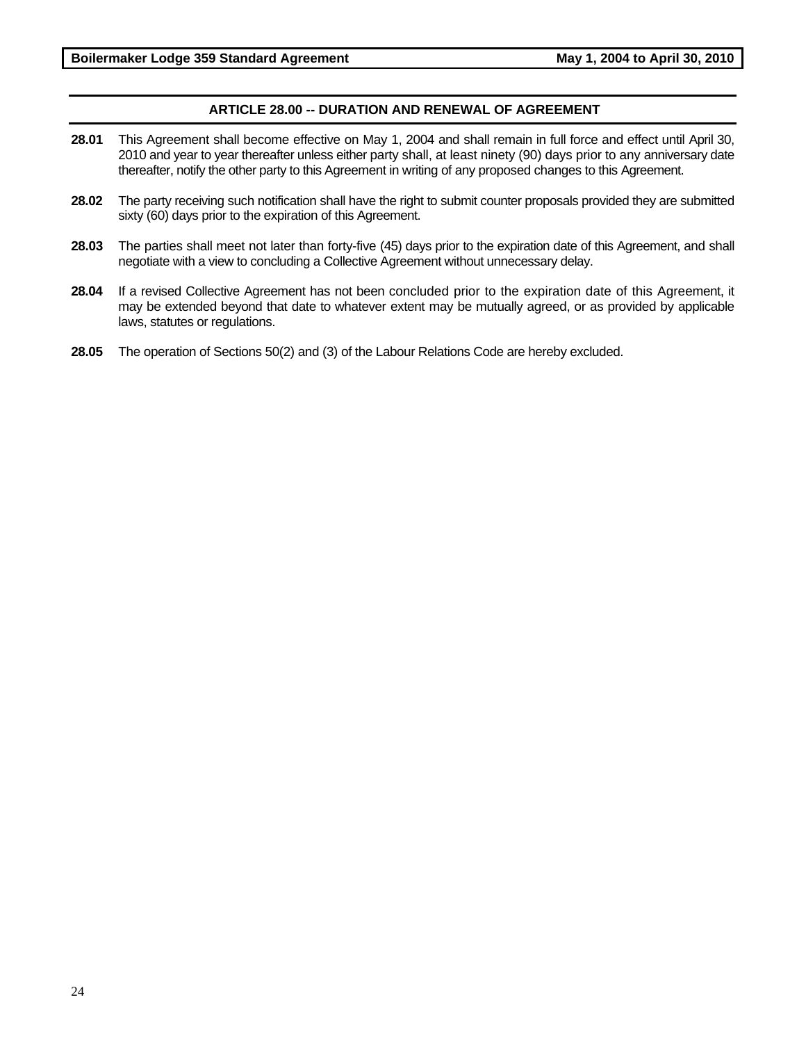## ARTICLE 28.00 -- DURATION AND RENEWAL OF AGREEMENT

**28.01** This Agreement shall become effective on May 1, 2004 and shall remain in full force and effect until April 30, 2010 and year to year thereafter unless either party shall, at least ninety (90) days prior to any anniversary date thereafter, notify the other party to this Agreement in writing of any proposed changes to this Agreement.

**28.02** The party receiving such notification shall have the right to submit counter proposals provided they are submitted sixty (60) days prior to the expiration of this Agreement.

**28.03** The parties shall meet not later than forty-five (45) days prior to the expiration date of this Agreement, and shall negotiate with a view to concluding a Collective Agreement without unnecessary delay.

**28.04** If a revised Collective Agreement has not been concluded prior to the expiration date of this Agreement, it may be extended beyond that date to whatever extent may be mutually agreed, or as provided by applicable laws, statutes or regulations.

**28.05** The operation of Sections 50(2) and (3) of the Labour Relations Code are hereby excluded.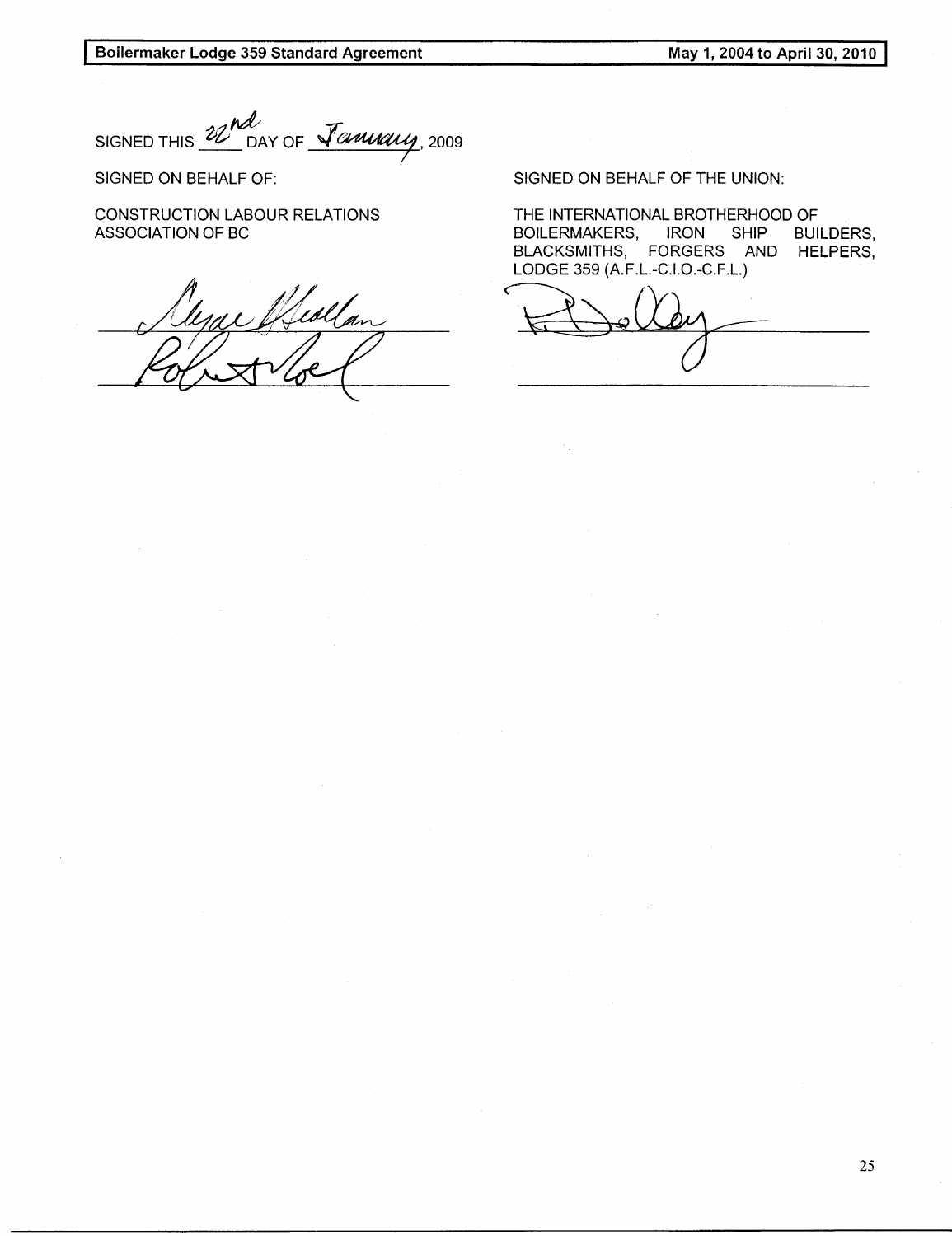SIGNED THIS 22nd DAY OF January, 2009

SIGNED ON BEHALF OF:

CONSTRUCTION LABOUR RELATIONS ASSOCIATION OF BC

SIGNED ON BEHALF OF THE UNION:

THE INTERNATIONAL BROTHERHOOD OF BOILERMAKERS, IRON SHIP BUILDERS, BLACKSMITHS, FORGERS AND HELPERS, LODGE 359 (A.F.L.-C.I.O.-C.F.L.)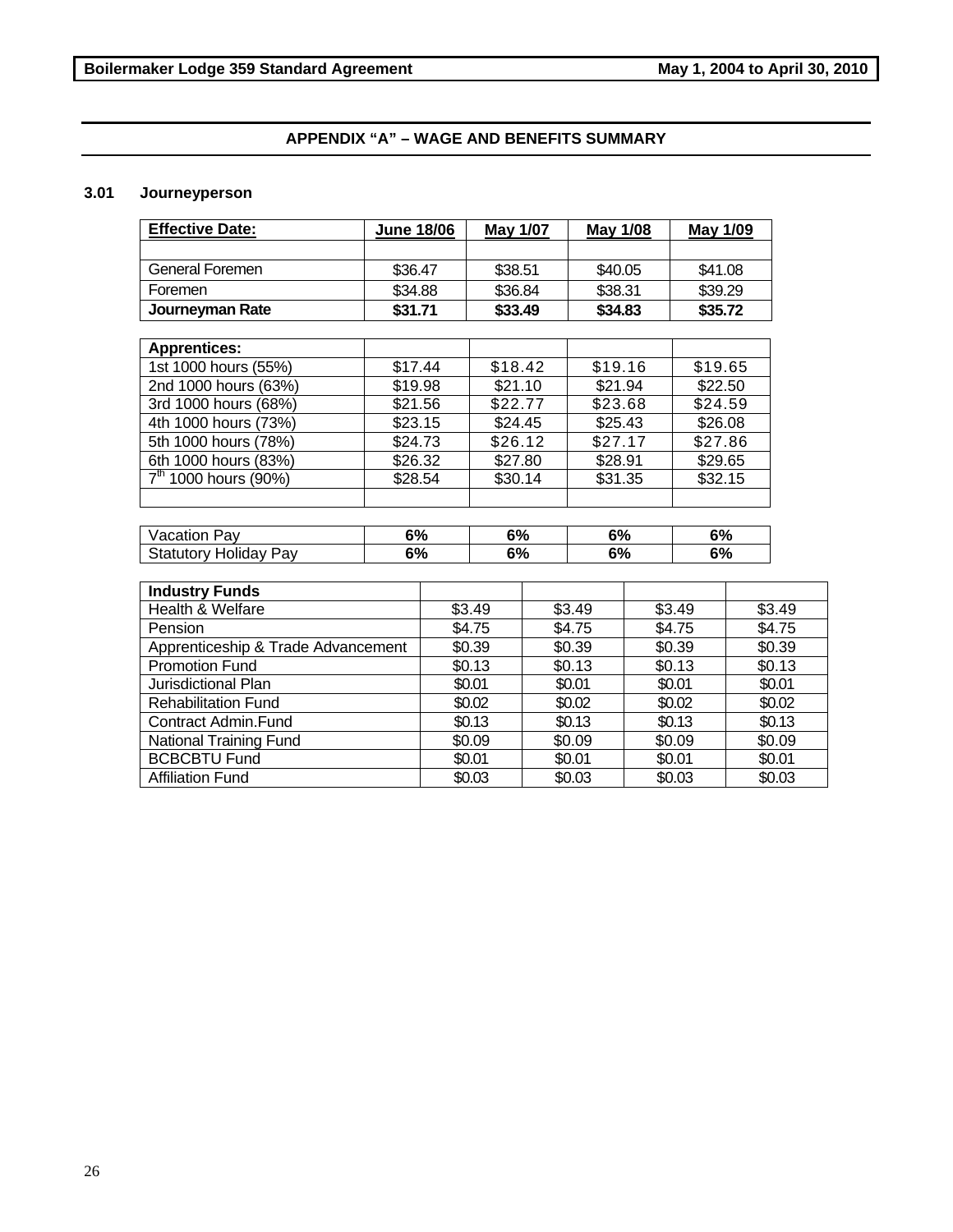## APPENDIX "A" – WAGE AND BENEFITS SUMMARY

### 3.01 Journeyperson

| Effective Date: | June 18/06 | May 1/07 | May 1/08 | May 1/09 |
|---|---|---|---|---|
| | | | | |
| General Foremen | $36.47 | $38.51 | $40.05 | $41.08 |
| Foremen | $34.88 | $36.84 | $38.31 | $39.29 |
| **Journeyman Rate** | **$31.71** | **$33.49** | **$34.83** | **$35.72** |

| **Apprentices:** | | | | |
|---|---|---|---|---|
| 1st 1000 hours (55%) | $17.44 | $18.42 | $19.16 | $19.65 |
| 2nd 1000 hours (63%) | $19.98 | $21.10 | $21.94 | $22.50 |
| 3rd 1000 hours (68%) | $21.56 | $22.77 | $23.68 | $24.59 |
| 4th 1000 hours (73%) | $23.15 | $24.45 | $25.43 | $26.08 |
| 5th 1000 hours (78%) | $24.73 | $26.12 | $27.17 | $27.86 |
| 6th 1000 hours (83%) | $26.32 | $27.80 | $28.91 | $29.65 |
| 7th 1000 hours (90%) | $28.54 | $30.14 | $31.35 | $32.15 |
| | | | | |

| | | | | |
|---|---|---|---|---|
| Vacation Pay | **6%** | **6%** | **6%** | **6%** |
| Statutory Holiday Pay | **6%** | **6%** | **6%** | **6%** |

| **Industry Funds** | | | | |
|---|---|---|---|---|
| Health & Welfare | $3.49 | $3.49 | $3.49 | $3.49 |
| Pension | $4.75 | $4.75 | $4.75 | $4.75 |
| Apprenticeship & Trade Advancement | $0.39 | $0.39 | $0.39 | $0.39 |
| Promotion Fund | $0.13 | $0.13 | $0.13 | $0.13 |
| Jurisdictional Plan | $0.01 | $0.01 | $0.01 | $0.01 |
| Rehabilitation Fund | $0.02 | $0.02 | $0.02 | $0.02 |
| Contract Admin.Fund | $0.13 | $0.13 | $0.13 | $0.13 |
| National Training Fund | $0.09 | $0.09 | $0.09 | $0.09 |
| BCBCBTU Fund | $0.01 | $0.01 | $0.01 | $0.01 |
| Affiliation Fund | $0.03 | $0.03 | $0.03 | $0.03 |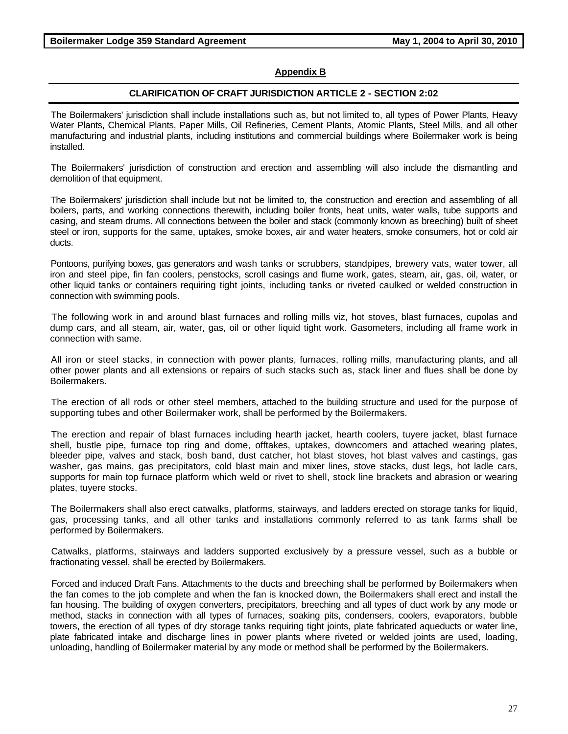## Appendix B

### CLARIFICATION OF CRAFT JURISDICTION ARTICLE 2 - SECTION 2:02

The Boilermakers' jurisdiction shall include installations such as, but not limited to, all types of Power Plants, Heavy Water Plants, Chemical Plants, Paper Mills, Oil Refineries, Cement Plants, Atomic Plants, Steel Mills, and all other manufacturing and industrial plants, including institutions and commercial buildings where Boilermaker work is being installed.

The Boilermakers' jurisdiction of construction and erection and assembling will also include the dismantling and demolition of that equipment.

The Boilermakers' jurisdiction shall include but not be limited to, the construction and erection and assembling of all boilers, parts, and working connections therewith, including boiler fronts, heat units, water walls, tube supports and casing, and steam drums. All connections between the boiler and stack (commonly known as breeching) built of sheet steel or iron, supports for the same, uptakes, smoke boxes, air and water heaters, smoke consumers, hot or cold air ducts.

Pontoons, purifying boxes, gas generators and wash tanks or scrubbers, standpipes, brewery vats, water tower, all iron and steel pipe, fin fan coolers, penstocks, scroll casings and flume work, gates, steam, air, gas, oil, water, or other liquid tanks or containers requiring tight joints, including tanks or riveted caulked or welded construction in connection with swimming pools.

The following work in and around blast furnaces and rolling mills viz, hot stoves, blast furnaces, cupolas and dump cars, and all steam, air, water, gas, oil or other liquid tight work. Gasometers, including all frame work in connection with same.

All iron or steel stacks, in connection with power plants, furnaces, rolling mills, manufacturing plants, and all other power plants and all extensions or repairs of such stacks such as, stack liner and flues shall be done by Boilermakers.

The erection of all rods or other steel members, attached to the building structure and used for the purpose of supporting tubes and other Boilermaker work, shall be performed by the Boilermakers.

The erection and repair of blast furnaces including hearth jacket, hearth coolers, tuyere jacket, blast furnace shell, bustle pipe, furnace top ring and dome, offtakes, uptakes, downcomers and attached wearing plates, bleeder pipe, valves and stack, bosh band, dust catcher, hot blast stoves, hot blast valves and castings, gas washer, gas mains, gas precipitators, cold blast main and mixer lines, stove stacks, dust legs, hot ladle cars, supports for main top furnace platform which weld or rivet to shell, stock line brackets and abrasion or wearing plates, tuyere stocks.

The Boilermakers shall also erect catwalks, platforms, stairways, and ladders erected on storage tanks for liquid, gas, processing tanks, and all other tanks and installations commonly referred to as tank farms shall be performed by Boilermakers.

Catwalks, platforms, stairways and ladders supported exclusively by a pressure vessel, such as a bubble or fractionating vessel, shall be erected by Boilermakers.

Forced and induced Draft Fans. Attachments to the ducts and breeching shall be performed by Boilermakers when the fan comes to the job complete and when the fan is knocked down, the Boilermakers shall erect and install the fan housing. The building of oxygen converters, precipitators, breeching and all types of duct work by any mode or method, stacks in connection with all types of furnaces, soaking pits, condensers, coolers, evaporators, bubble towers, the erection of all types of dry storage tanks requiring tight joints, plate fabricated aqueducts or water line, plate fabricated intake and discharge lines in power plants where riveted or welded joints are used, loading, unloading, handling of Boilermaker material by any mode or method shall be performed by the Boilermakers.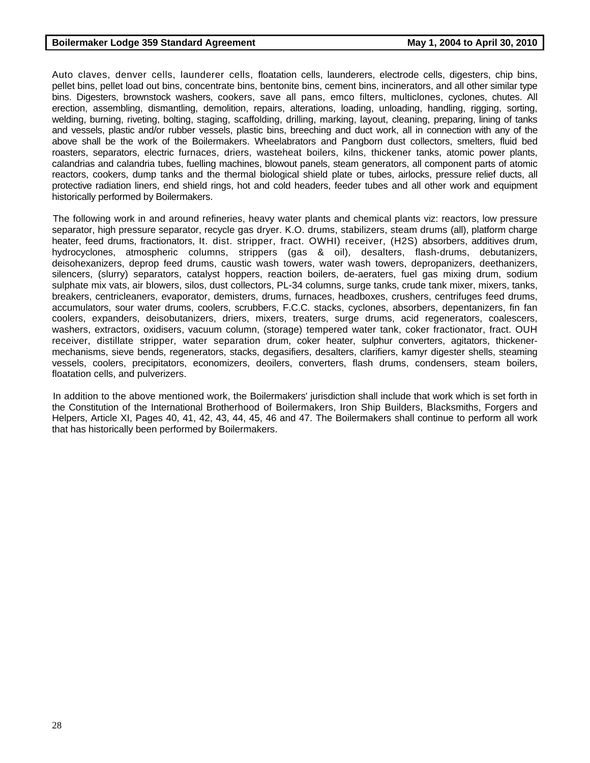Auto claves, denver cells, launderer cells, floatation cells, launderers, electrode cells, digesters, chip bins, pellet bins, pellet load out bins, concentrate bins, bentonite bins, cement bins, incinerators, and all other similar type bins. Digesters, brownstock washers, cookers, save all pans, emco filters, multiclones, cyclones, chutes. All erection, assembling, dismantling, demolition, repairs, alterations, loading, unloading, handling, rigging, sorting, welding, burning, riveting, bolting, staging, scaffolding, drilling, marking, layout, cleaning, preparing, lining of tanks and vessels, plastic and/or rubber vessels, plastic bins, breeching and duct work, all in connection with any of the above shall be the work of the Boilermakers. Wheelabrators and Pangborn dust collectors, smelters, fluid bed roasters, separators, electric furnaces, driers, wasteheat boilers, kilns, thickener tanks, atomic power plants, calandrias and calandria tubes, fuelling machines, blowout panels, steam generators, all component parts of atomic reactors, cookers, dump tanks and the thermal biological shield plate or tubes, airlocks, pressure relief ducts, all protective radiation liners, end shield rings, hot and cold headers, feeder tubes and all other work and equipment historically performed by Boilermakers.

The following work in and around refineries, heavy water plants and chemical plants viz: reactors, low pressure separator, high pressure separator, recycle gas dryer. K.O. drums, stabilizers, steam drums (all), platform charge heater, feed drums, fractionators, lt. dist. stripper, fract. OWHI) receiver, (H2S) absorbers, additives drum, hydrocyclones, atmospheric columns, strippers (gas & oil), desalters, flash-drums, debutanizers, deisohexanizers, deprop feed drums, caustic wash towers, water wash towers, depropanizers, deethanizers, silencers, (slurry) separators, catalyst hoppers, reaction boilers, de-aeraters, fuel gas mixing drum, sodium sulphate mix vats, air blowers, silos, dust collectors, PL-34 columns, surge tanks, crude tank mixer, mixers, tanks, breakers, centricleaners, evaporator, demisters, drums, furnaces, headboxes, crushers, centrifuges feed drums, accumulators, sour water drums, coolers, scrubbers, F.C.C. stacks, cyclones, absorbers, depentanizers, fin fan coolers, expanders, deisobutanizers, driers, mixers, treaters, surge drums, acid regenerators, coalescers, washers, extractors, oxidisers, vacuum column, (storage) tempered water tank, coker fractionator, fract. OUH receiver, distillate stripper, water separation drum, coker heater, sulphur converters, agitators, thickener-mechanisms, sieve bends, regenerators, stacks, degasifiers, desalters, clarifiers, kamyr digester shells, steaming vessels, coolers, precipitators, economizers, deoilers, converters, flash drums, condensers, steam boilers, floatation cells, and pulverizers.

In addition to the above mentioned work, the Boilermakers' jurisdiction shall include that work which is set forth in the Constitution of the International Brotherhood of Boilermakers, Iron Ship Builders, Blacksmiths, Forgers and Helpers, Article XI, Pages 40, 41, 42, 43, 44, 45, 46 and 47. The Boilermakers shall continue to perform all work that has historically been performed by Boilermakers.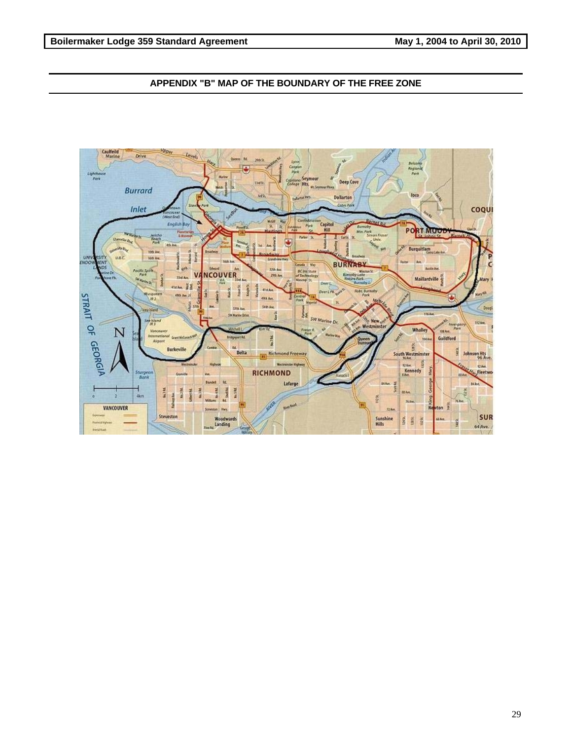## APPENDIX "B" MAP OF THE BOUNDARY OF THE FREE ZONE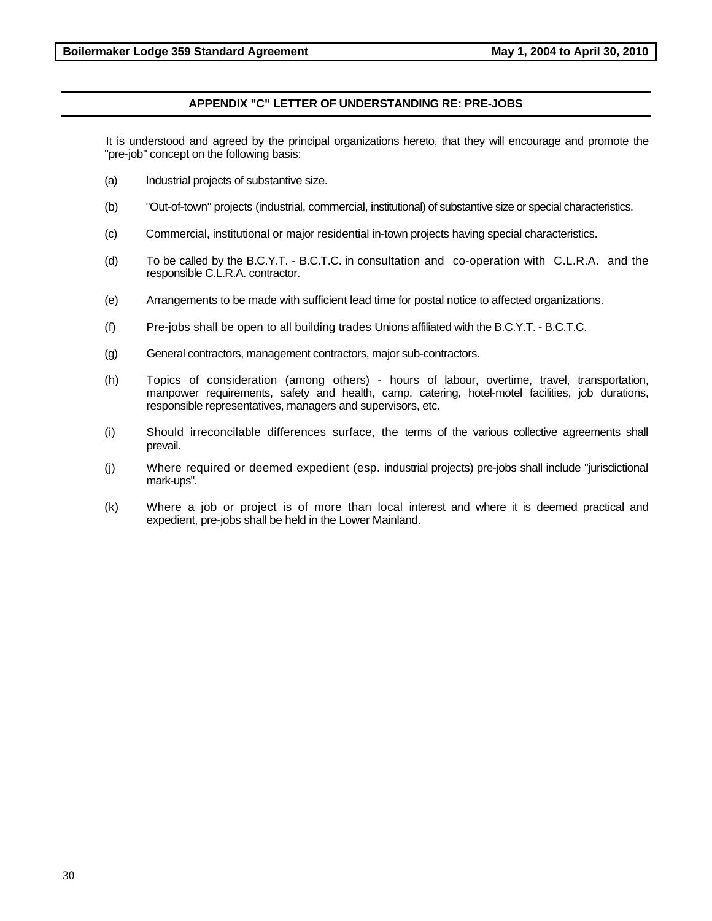## APPENDIX "C" LETTER OF UNDERSTANDING RE: PRE-JOBS

It is understood and agreed by the principal organizations hereto, that they will encourage and promote the "pre-job" concept on the following basis:

(a) Industrial projects of substantive size.

(b) "Out-of-town" projects (industrial, commercial, institutional) of substantive size or special characteristics.

(c) Commercial, institutional or major residential in-town projects having special characteristics.

(d) To be called by the B.C.Y.T. - B.C.T.C. in consultation and co-operation with C.L.R.A. and the responsible C.L.R.A. contractor.

(e) Arrangements to be made with sufficient lead time for postal notice to affected organizations.

(f) Pre-jobs shall be open to all building trades Unions affiliated with the B.C.Y.T. - B.C.T.C.

(g) General contractors, management contractors, major sub-contractors.

(h) Topics of consideration (among others) - hours of labour, overtime, travel, transportation, manpower requirements, safety and health, camp, catering, hotel-motel facilities, job durations, responsible representatives, managers and supervisors, etc.

(i) Should irreconcilable differences surface, the terms of the various collective agreements shall prevail.

(j) Where required or deemed expedient (esp. industrial projects) pre-jobs shall include "jurisdictional mark-ups".

(k) Where a job or project is of more than local interest and where it is deemed practical and expedient, pre-jobs shall be held in the Lower Mainland.